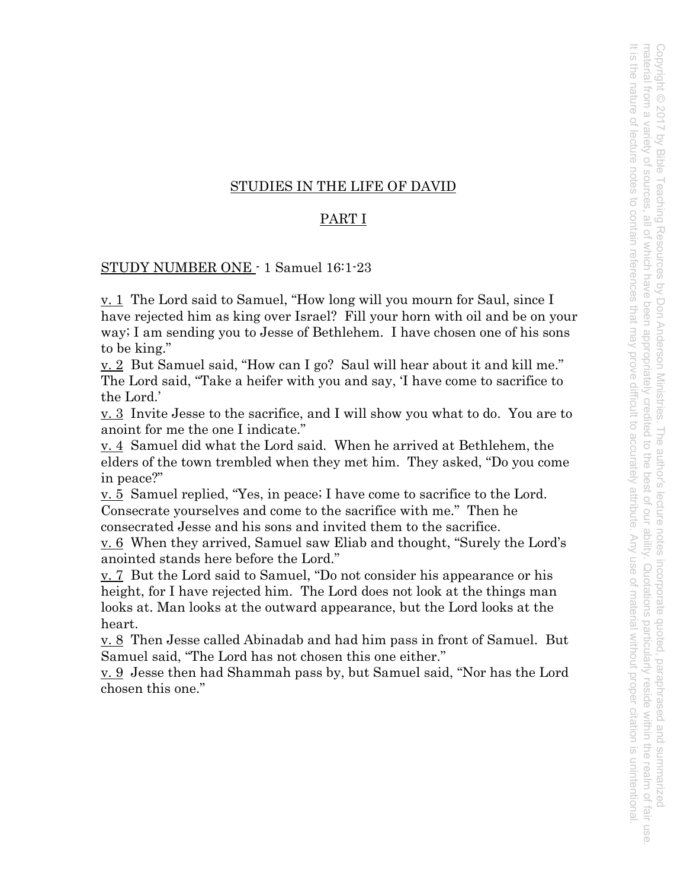## STUDIES IN THE LIFE OF DAVID

## PART I

### STUDY NUMBER ONE - 1 Samuel 16:1-23

v. 1 The Lord said to Samuel, "How long will you mourn for Saul, since I have rejected him as king over Israel? Fill your horn with oil and be on your way; I am sending you to Jesse of Bethlehem. I have chosen one of his sons to be king."

v. 2 But Samuel said, "How can I go? Saul will hear about it and kill me." The Lord said, "Take a heifer with you and say, 'I have come to sacrifice to the Lord.'

v. 3 Invite Jesse to the sacrifice, and I will show you what to do. You are to anoint for me the one I indicate."

v. 4 Samuel did what the Lord said. When he arrived at Bethlehem, the elders of the town trembled when they met him. They asked, "Do you come in peace?"

v. 5 Samuel replied, "Yes, in peace; I have come to sacrifice to the Lord. Consecrate yourselves and come to the sacrifice with me." Then he consecrated Jesse and his sons and invited them to the sacrifice.

v. 6 When they arrived, Samuel saw Eliab and thought, "Surely the Lord's anointed stands here before the Lord."

v. 7 But the Lord said to Samuel, "Do not consider his appearance or his height, for I have rejected him. The Lord does not look at the things man looks at. Man looks at the outward appearance, but the Lord looks at the heart.

v. 8 Then Jesse called Abinadab and had him pass in front of Samuel. But Samuel said, "The Lord has not chosen this one either."

v. 9 Jesse then had Shammah pass by, but Samuel said, "Nor has the Lord chosen this one."

Copyright © 2017 by Bible Teaching Resources by Don Anderson Ministries. The author's lecture notes incorporate quoted, paraphrased and summarized material from a variety of sources, all of which have been appropriately credited to the best of our ability. Quotations particularly reside within the realm of fair use. It is the nature of lecture notes to contain references that may prove difficult to accurately attribute. Any use of material without proper citation is unintentional.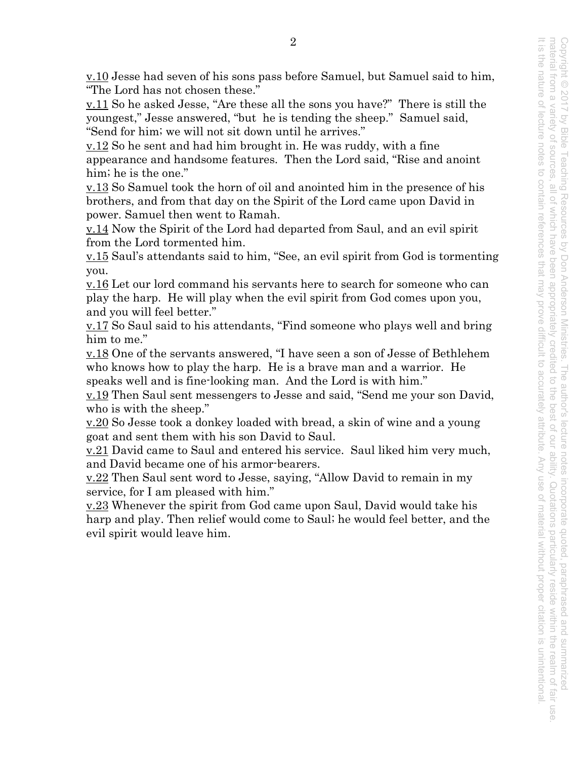v.10 Jesse had seven of his sons pass before Samuel, but Samuel said to him, "The Lord has not chosen these."

v.11 So he asked Jesse, "Are these all the sons you have?" There is still the youngest," Jesse answered, "but he is tending the sheep." Samuel said, "Send for him; we will not sit down until he arrives."

v.12 So he sent and had him brought in. He was ruddy, with a fine appearance and handsome features. Then the Lord said, "Rise and anoint him; he is the one."

v.13 So Samuel took the horn of oil and anointed him in the presence of his brothers, and from that day on the Spirit of the Lord came upon David in power. Samuel then went to Ramah.

v.14 Now the Spirit of the Lord had departed from Saul, and an evil spirit from the Lord tormented him.

v.15 Saul's attendants said to him, "See, an evil spirit from God is tormenting you.

v.16 Let our lord command his servants here to search for someone who can play the harp. He will play when the evil spirit from God comes upon you, and you will feel better."

v.17 So Saul said to his attendants, "Find someone who plays well and bring him to me."

v.18 One of the servants answered, "I have seen a son of Jesse of Bethlehem who knows how to play the harp. He is a brave man and a warrior. He speaks well and is fine-looking man. And the Lord is with him."

v.19 Then Saul sent messengers to Jesse and said, "Send me your son David, who is with the sheep."

v.20 So Jesse took a donkey loaded with bread, a skin of wine and a young goat and sent them with his son David to Saul.

v.21 David came to Saul and entered his service. Saul liked him very much, and David became one of his armor-bearers.

v.22 Then Saul sent word to Jesse, saying, "Allow David to remain in my service, for I am pleased with him."

v.23 Whenever the spirit from God came upon Saul, David would take his harp and play. Then relief would come to Saul; he would feel better, and the evil spirit would leave him.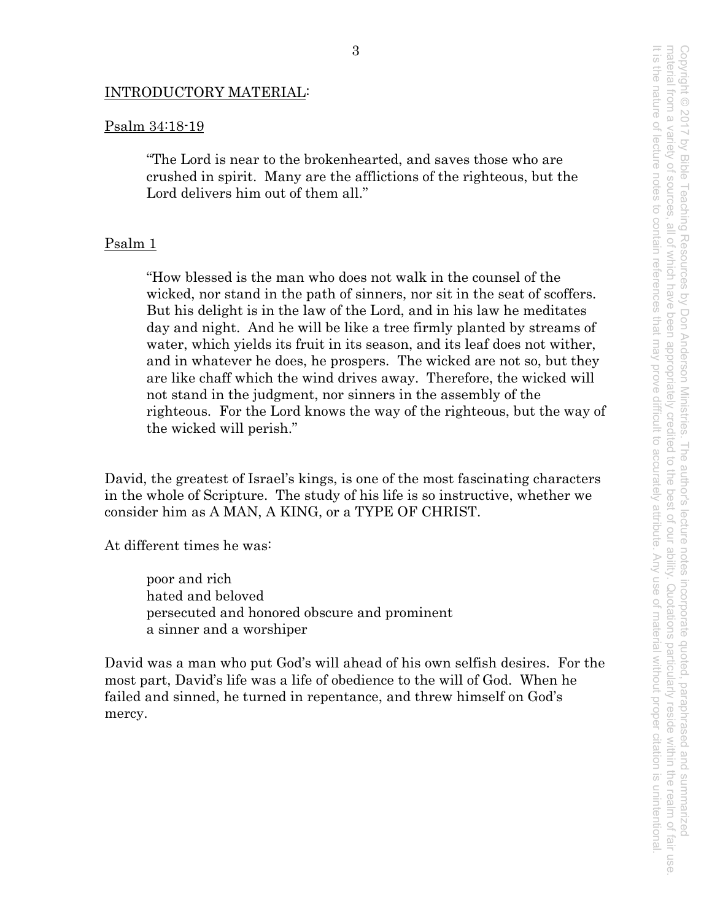## INTRODUCTORY MATERIAL:

### Psalm 34:18-19

> "The Lord is near to the brokenhearted, and saves those who are crushed in spirit. Many are the afflictions of the righteous, but the Lord delivers him out of them all."

### Psalm 1

> "How blessed is the man who does not walk in the counsel of the wicked, nor stand in the path of sinners, nor sit in the seat of scoffers. But his delight is in the law of the Lord, and in his law he meditates day and night. And he will be like a tree firmly planted by streams of water, which yields its fruit in its season, and its leaf does not wither, and in whatever he does, he prospers. The wicked are not so, but they are like chaff which the wind drives away. Therefore, the wicked will not stand in the judgment, nor sinners in the assembly of the righteous. For the Lord knows the way of the righteous, but the way of the wicked will perish."

David, the greatest of Israel's kings, is one of the most fascinating characters in the whole of Scripture. The study of his life is so instructive, whether we consider him as A MAN, A KING, or a TYPE OF CHRIST.

At different times he was:

> poor and rich
> hated and beloved
> persecuted and honored obscure and prominent
> a sinner and a worshiper

David was a man who put God's will ahead of his own selfish desires. For the most part, David's life was a life of obedience to the will of God. When he failed and sinned, he turned in repentance, and threw himself on God's mercy.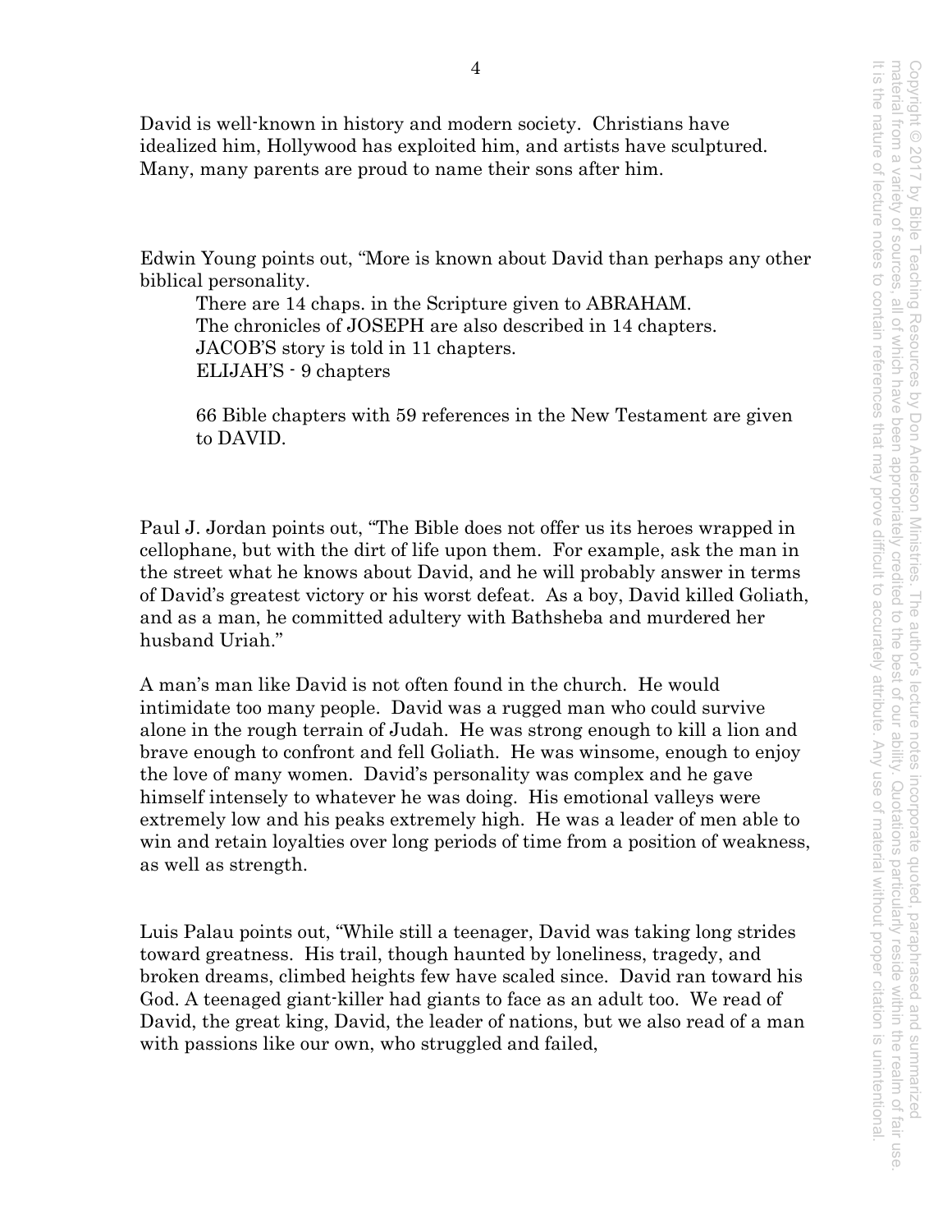David is well-known in history and modern society. Christians have idealized him, Hollywood has exploited him, and artists have sculptured. Many, many parents are proud to name their sons after him.

Edwin Young points out, "More is known about David than perhaps any other biblical personality.

There are 14 chaps. in the Scripture given to ABRAHAM.
The chronicles of JOSEPH are also described in 14 chapters.
JACOB'S story is told in 11 chapters.
ELIJAH'S - 9 chapters

66 Bible chapters with 59 references in the New Testament are given to DAVID.

Paul J. Jordan points out, "The Bible does not offer us its heroes wrapped in cellophane, but with the dirt of life upon them. For example, ask the man in the street what he knows about David, and he will probably answer in terms of David's greatest victory or his worst defeat. As a boy, David killed Goliath, and as a man, he committed adultery with Bathsheba and murdered her husband Uriah."

A man's man like David is not often found in the church. He would intimidate too many people. David was a rugged man who could survive alone in the rough terrain of Judah. He was strong enough to kill a lion and brave enough to confront and fell Goliath. He was winsome, enough to enjoy the love of many women. David's personality was complex and he gave himself intensely to whatever he was doing. His emotional valleys were extremely low and his peaks extremely high. He was a leader of men able to win and retain loyalties over long periods of time from a position of weakness, as well as strength.

Luis Palau points out, "While still a teenager, David was taking long strides toward greatness. His trail, though haunted by loneliness, tragedy, and broken dreams, climbed heights few have scaled since. David ran toward his God. A teenaged giant-killer had giants to face as an adult too. We read of David, the great king, David, the leader of nations, but we also read of a man with passions like our own, who struggled and failed,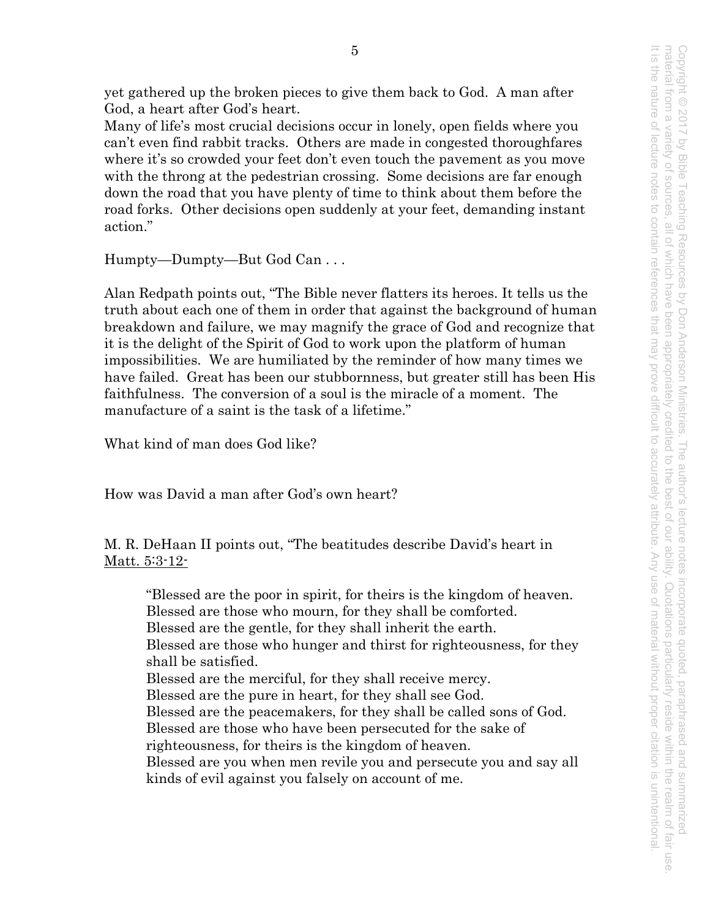yet gathered up the broken pieces to give them back to God. A man after God, a heart after God's heart.

Many of life's most crucial decisions occur in lonely, open fields where you can't even find rabbit tracks. Others are made in congested thoroughfares where it's so crowded your feet don't even touch the pavement as you move with the throng at the pedestrian crossing. Some decisions are far enough down the road that you have plenty of time to think about them before the road forks. Other decisions open suddenly at your feet, demanding instant action."

Humpty—Dumpty—But God Can . . .

Alan Redpath points out, "The Bible never flatters its heroes. It tells us the truth about each one of them in order that against the background of human breakdown and failure, we may magnify the grace of God and recognize that it is the delight of the Spirit of God to work upon the platform of human impossibilities. We are humiliated by the reminder of how many times we have failed. Great has been our stubbornness, but greater still has been His faithfulness. The conversion of a soul is the miracle of a moment. The manufacture of a saint is the task of a lifetime."

What kind of man does God like?

How was David a man after God's own heart?

M. R. DeHaan II points out, "The beatitudes describe David's heart in <u>Matt. 5:3-12-</u>

> "Blessed are the poor in spirit, for theirs is the kingdom of heaven.
> Blessed are those who mourn, for they shall be comforted.
> Blessed are the gentle, for they shall inherit the earth.
> Blessed are those who hunger and thirst for righteousness, for they shall be satisfied.
> Blessed are the merciful, for they shall receive mercy.
> Blessed are the pure in heart, for they shall see God.
> Blessed are the peacemakers, for they shall be called sons of God.
> Blessed are those who have been persecuted for the sake of righteousness, for theirs is the kingdom of heaven.
> Blessed are you when men revile you and persecute you and say all kinds of evil against you falsely on account of me.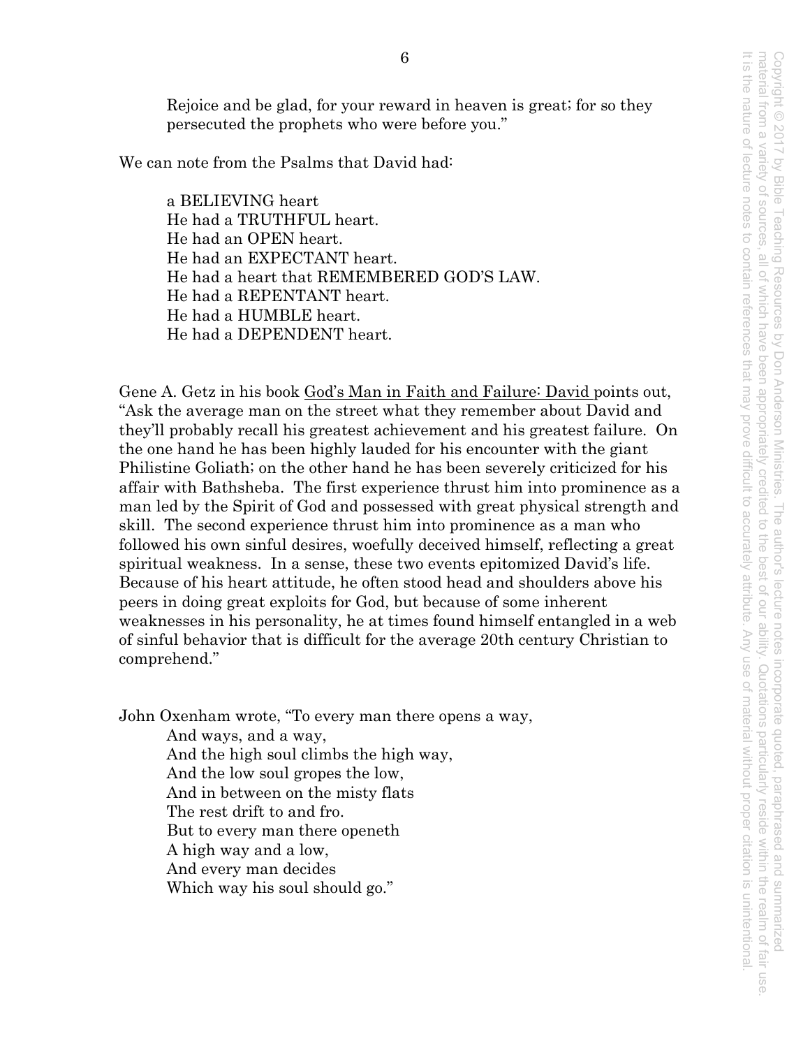Rejoice and be glad, for your reward in heaven is great; for so they persecuted the prophets who were before you."

We can note from the Psalms that David had:

a BELIEVING heart  
He had a TRUTHFUL heart.  
He had an OPEN heart.  
He had an EXPECTANT heart.  
He had a heart that REMEMBERED GOD'S LAW.  
He had a REPENTANT heart.  
He had a HUMBLE heart.  
He had a DEPENDENT heart.

Gene A. Getz in his book God's Man in Faith and Failure: David points out, "Ask the average man on the street what they remember about David and they'll probably recall his greatest achievement and his greatest failure. On the one hand he has been highly lauded for his encounter with the giant Philistine Goliath; on the other hand he has been severely criticized for his affair with Bathsheba. The first experience thrust him into prominence as a man led by the Spirit of God and possessed with great physical strength and skill. The second experience thrust him into prominence as a man who followed his own sinful desires, woefully deceived himself, reflecting a great spiritual weakness. In a sense, these two events epitomized David's life. Because of his heart attitude, he often stood head and shoulders above his peers in doing great exploits for God, but because of some inherent weaknesses in his personality, he at times found himself entangled in a web of sinful behavior that is difficult for the average 20th century Christian to comprehend."

John Oxenham wrote, "To every man there opens a way,  
And ways, and a way,  
And the high soul climbs the high way,  
And the low soul gropes the low,  
And in between on the misty flats  
The rest drift to and fro.  
But to every man there openeth  
A high way and a low,  
And every man decides  
Which way his soul should go."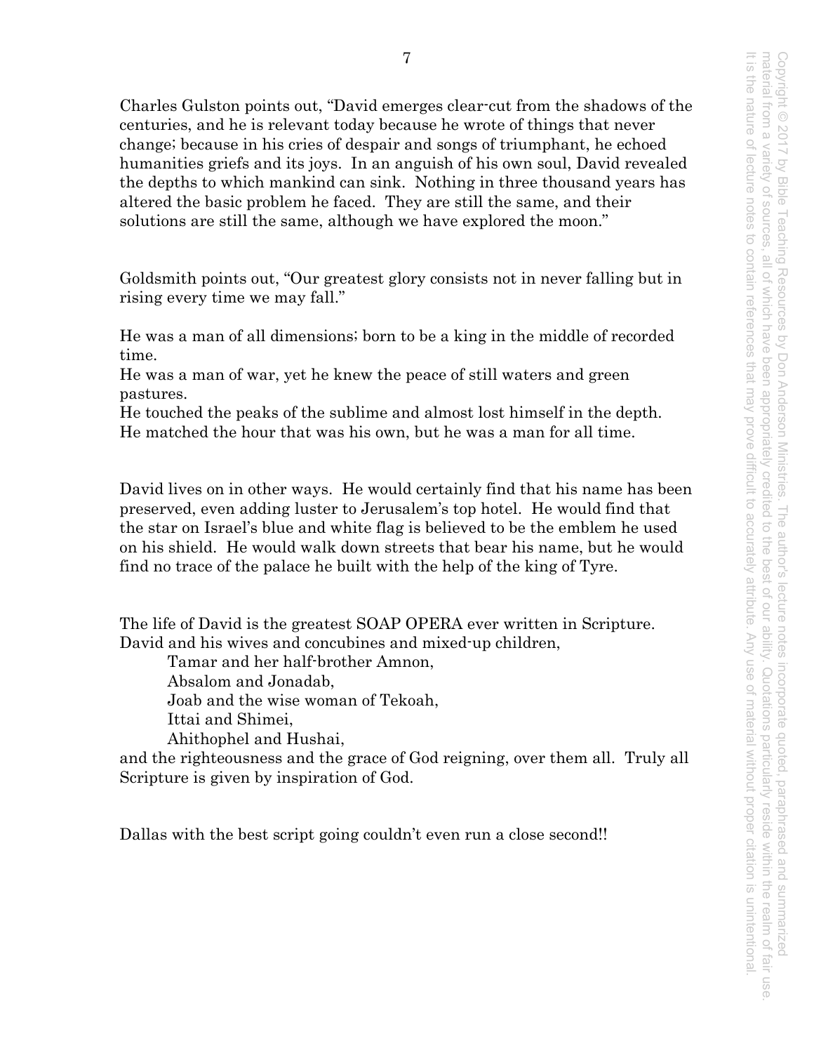Charles Gulston points out, "David emerges clear-cut from the shadows of the centuries, and he is relevant today because he wrote of things that never change; because in his cries of despair and songs of triumphant, he echoed humanities griefs and its joys. In an anguish of his own soul, David revealed the depths to which mankind can sink. Nothing in three thousand years has altered the basic problem he faced. They are still the same, and their solutions are still the same, although we have explored the moon."

Goldsmith points out, "Our greatest glory consists not in never falling but in rising every time we may fall."

He was a man of all dimensions; born to be a king in the middle of recorded time.
He was a man of war, yet he knew the peace of still waters and green pastures.
He touched the peaks of the sublime and almost lost himself in the depth.
He matched the hour that was his own, but he was a man for all time.

David lives on in other ways. He would certainly find that his name has been preserved, even adding luster to Jerusalem's top hotel. He would find that the star on Israel's blue and white flag is believed to be the emblem he used on his shield. He would walk down streets that bear his name, but he would find no trace of the palace he built with the help of the king of Tyre.

The life of David is the greatest SOAP OPERA ever written in Scripture. David and his wives and concubines and mixed-up children,

Tamar and her half-brother Amnon,
Absalom and Jonadab,
Joab and the wise woman of Tekoah,
Ittai and Shimei,
Ahithophel and Hushai,

and the righteousness and the grace of God reigning, over them all. Truly all Scripture is given by inspiration of God.

Dallas with the best script going couldn't even run a close second!!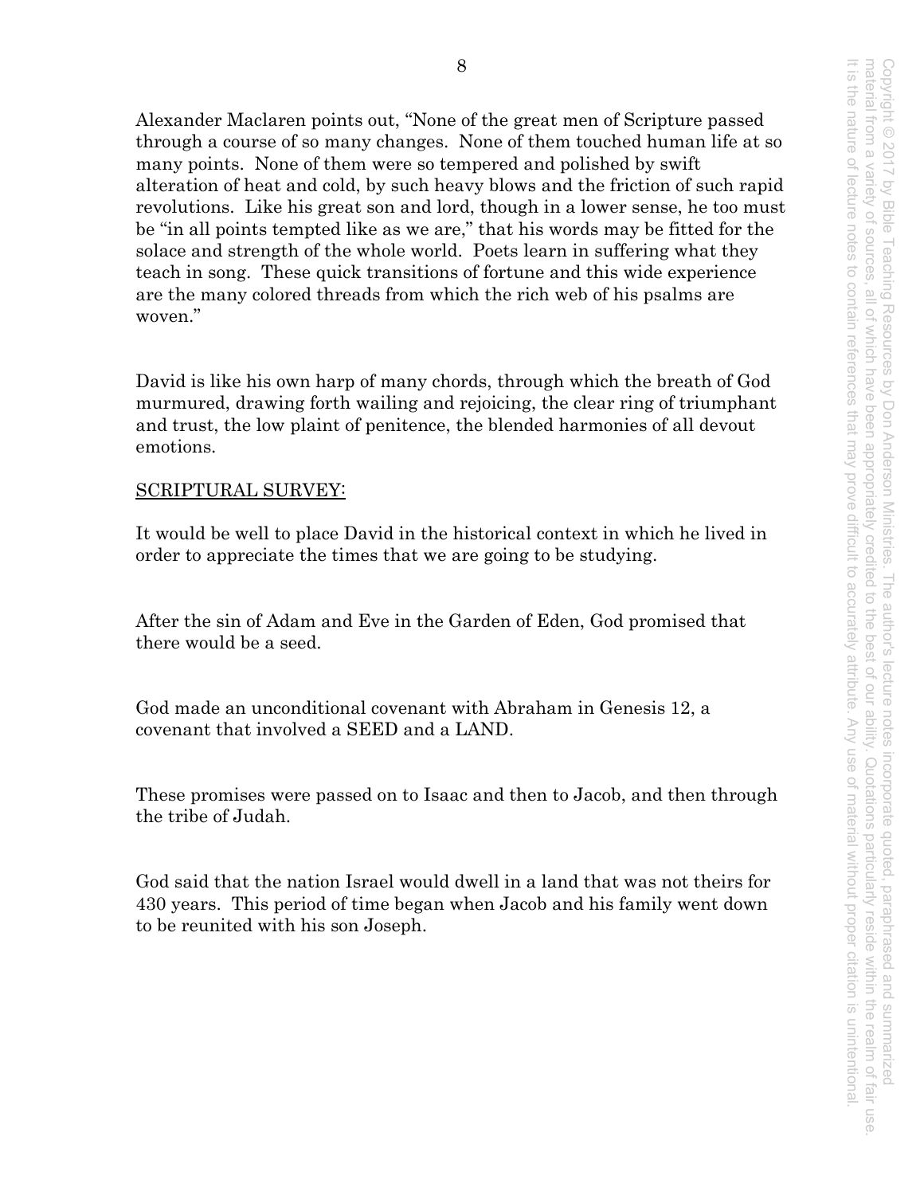Alexander Maclaren points out, "None of the great men of Scripture passed through a course of so many changes. None of them touched human life at so many points. None of them were so tempered and polished by swift alteration of heat and cold, by such heavy blows and the friction of such rapid revolutions. Like his great son and lord, though in a lower sense, he too must be "in all points tempted like as we are," that his words may be fitted for the solace and strength of the whole world. Poets learn in suffering what they teach in song. These quick transitions of fortune and this wide experience are the many colored threads from which the rich web of his psalms are woven."

David is like his own harp of many chords, through which the breath of God murmured, drawing forth wailing and rejoicing, the clear ring of triumphant and trust, the low plaint of penitence, the blended harmonies of all devout emotions.

## SCRIPTURAL SURVEY:

It would be well to place David in the historical context in which he lived in order to appreciate the times that we are going to be studying.

After the sin of Adam and Eve in the Garden of Eden, God promised that there would be a seed.

God made an unconditional covenant with Abraham in Genesis 12, a covenant that involved a SEED and a LAND.

These promises were passed on to Isaac and then to Jacob, and then through the tribe of Judah.

God said that the nation Israel would dwell in a land that was not theirs for 430 years. This period of time began when Jacob and his family went down to be reunited with his son Joseph.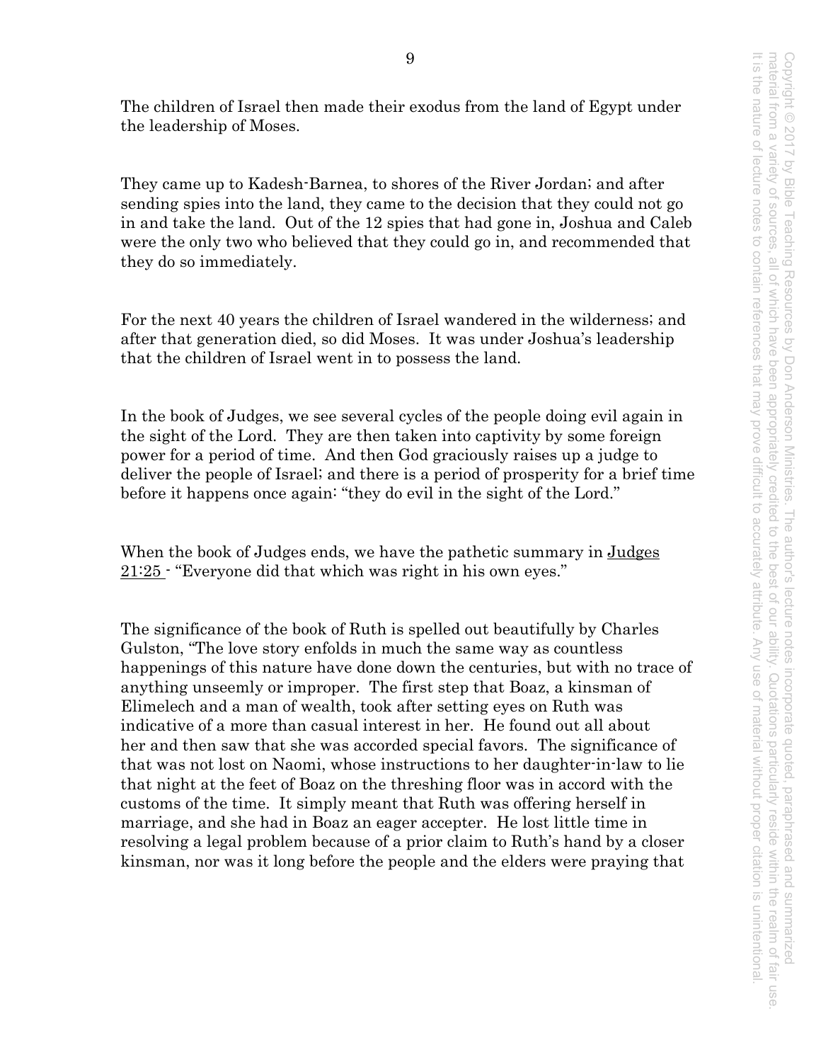The children of Israel then made their exodus from the land of Egypt under the leadership of Moses.

They came up to Kadesh-Barnea, to shores of the River Jordan; and after sending spies into the land, they came to the decision that they could not go in and take the land. Out of the 12 spies that had gone in, Joshua and Caleb were the only two who believed that they could go in, and recommended that they do so immediately.

For the next 40 years the children of Israel wandered in the wilderness; and after that generation died, so did Moses. It was under Joshua's leadership that the children of Israel went in to possess the land.

In the book of Judges, we see several cycles of the people doing evil again in the sight of the Lord. They are then taken into captivity by some foreign power for a period of time. And then God graciously raises up a judge to deliver the people of Israel; and there is a period of prosperity for a brief time before it happens once again: "they do evil in the sight of the Lord."

When the book of Judges ends, we have the pathetic summary in Judges 21:25 - "Everyone did that which was right in his own eyes."

The significance of the book of Ruth is spelled out beautifully by Charles Gulston, "The love story enfolds in much the same way as countless happenings of this nature have done down the centuries, but with no trace of anything unseemly or improper. The first step that Boaz, a kinsman of Elimelech and a man of wealth, took after setting eyes on Ruth was indicative of a more than casual interest in her. He found out all about her and then saw that she was accorded special favors. The significance of that was not lost on Naomi, whose instructions to her daughter-in-law to lie that night at the feet of Boaz on the threshing floor was in accord with the customs of the time. It simply meant that Ruth was offering herself in marriage, and she had in Boaz an eager accepter. He lost little time in resolving a legal problem because of a prior claim to Ruth's hand by a closer kinsman, nor was it long before the people and the elders were praying that

Copyright © 2017 by Bible Teaching Resources by Don Anderson Ministries. The author's lecture notes incorporate quoted, paraphrased and summarized material from a variety of sources, all of which have been appropriately credited to the best of our ability. Quotations particularly reside within the realm of fair use. It is the nature of lecture notes to contain references that may prove difficult to accurately attribute. Any use of material without proper citation is unintentional.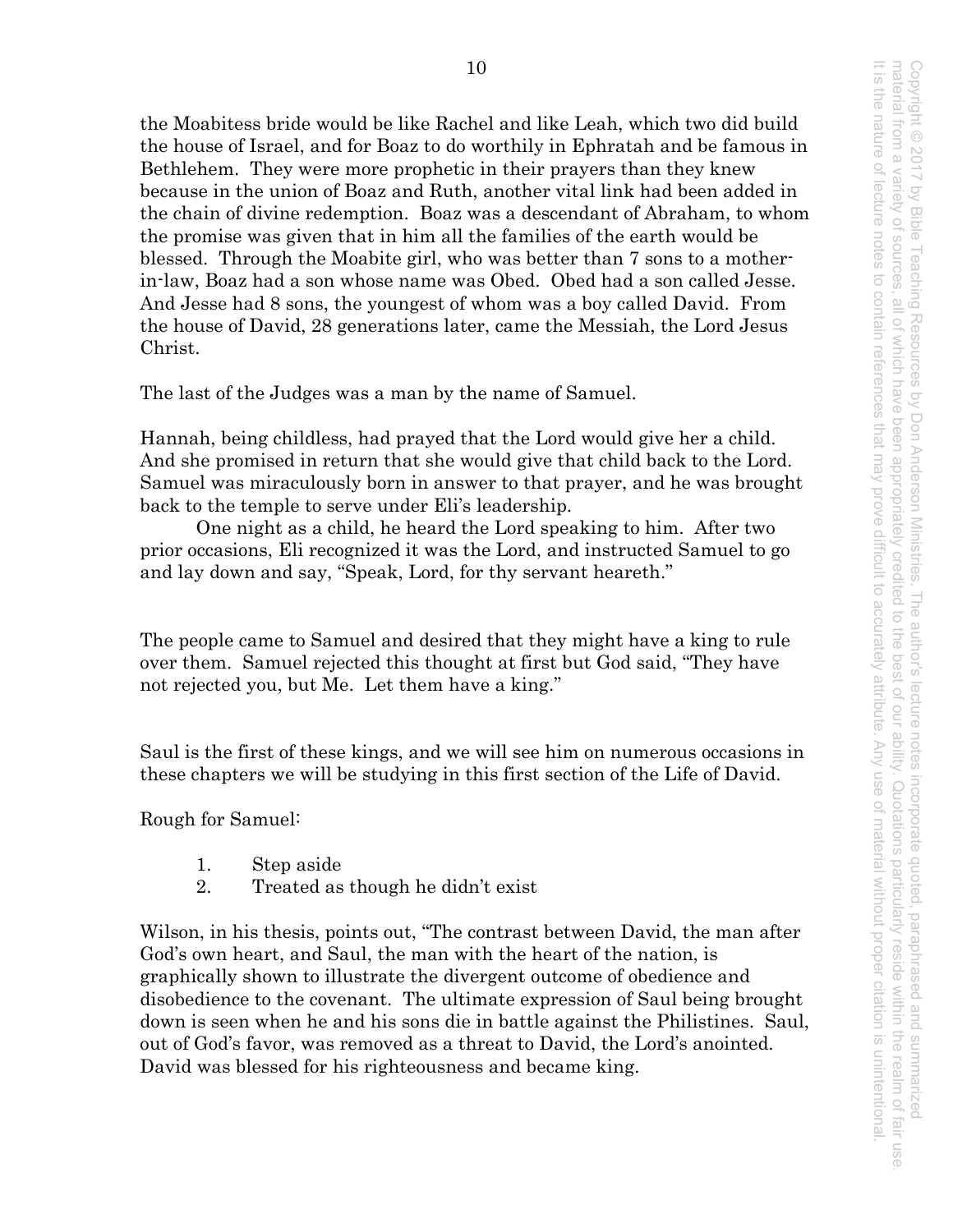the Moabitess bride would be like Rachel and like Leah, which two did build the house of Israel, and for Boaz to do worthily in Ephratah and be famous in Bethlehem. They were more prophetic in their prayers than they knew because in the union of Boaz and Ruth, another vital link had been added in the chain of divine redemption. Boaz was a descendant of Abraham, to whom the promise was given that in him all the families of the earth would be blessed. Through the Moabite girl, who was better than 7 sons to a mother-in-law, Boaz had a son whose name was Obed. Obed had a son called Jesse. And Jesse had 8 sons, the youngest of whom was a boy called David. From the house of David, 28 generations later, came the Messiah, the Lord Jesus Christ.

The last of the Judges was a man by the name of Samuel.

Hannah, being childless, had prayed that the Lord would give her a child. And she promised in return that she would give that child back to the Lord. Samuel was miraculously born in answer to that prayer, and he was brought back to the temple to serve under Eli's leadership.

One night as a child, he heard the Lord speaking to him. After two prior occasions, Eli recognized it was the Lord, and instructed Samuel to go and lay down and say, "Speak, Lord, for thy servant heareth."

The people came to Samuel and desired that they might have a king to rule over them. Samuel rejected this thought at first but God said, "They have not rejected you, but Me. Let them have a king."

Saul is the first of these kings, and we will see him on numerous occasions in these chapters we will be studying in this first section of the Life of David.

Rough for Samuel:

1. Step aside
2. Treated as though he didn't exist

Wilson, in his thesis, points out, "The contrast between David, the man after God's own heart, and Saul, the man with the heart of the nation, is graphically shown to illustrate the divergent outcome of obedience and disobedience to the covenant. The ultimate expression of Saul being brought down is seen when he and his sons die in battle against the Philistines. Saul, out of God's favor, was removed as a threat to David, the Lord's anointed. David was blessed for his righteousness and became king.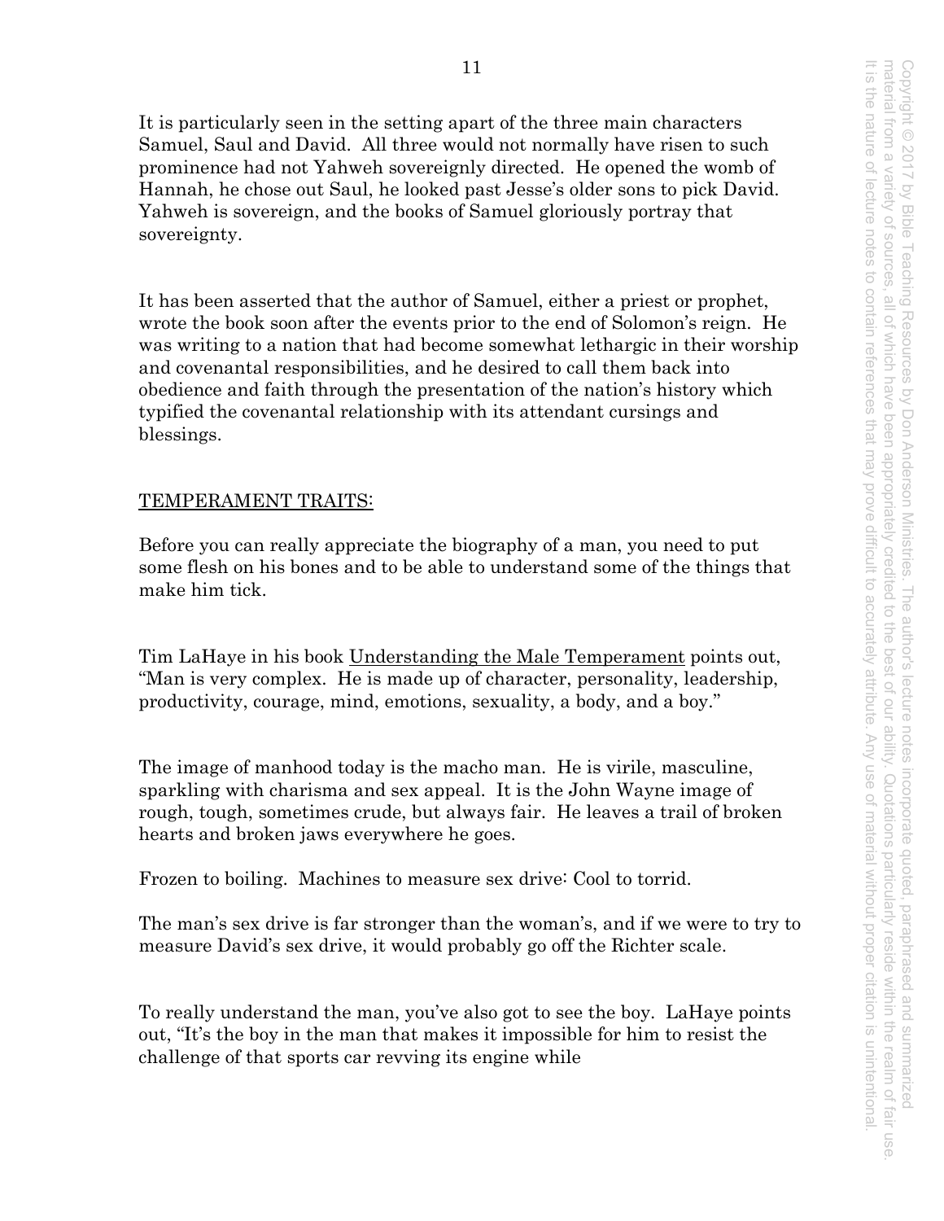It is particularly seen in the setting apart of the three main characters Samuel, Saul and David. All three would not normally have risen to such prominence had not Yahweh sovereignly directed. He opened the womb of Hannah, he chose out Saul, he looked past Jesse's older sons to pick David. Yahweh is sovereign, and the books of Samuel gloriously portray that sovereignty.

It has been asserted that the author of Samuel, either a priest or prophet, wrote the book soon after the events prior to the end of Solomon's reign. He was writing to a nation that had become somewhat lethargic in their worship and covenantal responsibilities, and he desired to call them back into obedience and faith through the presentation of the nation's history which typified the covenantal relationship with its attendant cursings and blessings.

TEMPERAMENT TRAITS:

Before you can really appreciate the biography of a man, you need to put some flesh on his bones and to be able to understand some of the things that make him tick.

Tim LaHaye in his book Understanding the Male Temperament points out, "Man is very complex. He is made up of character, personality, leadership, productivity, courage, mind, emotions, sexuality, a body, and a boy."

The image of manhood today is the macho man. He is virile, masculine, sparkling with charisma and sex appeal. It is the John Wayne image of rough, tough, sometimes crude, but always fair. He leaves a trail of broken hearts and broken jaws everywhere he goes.

Frozen to boiling. Machines to measure sex drive: Cool to torrid.

The man's sex drive is far stronger than the woman's, and if we were to try to measure David's sex drive, it would probably go off the Richter scale.

To really understand the man, you've also got to see the boy. LaHaye points out, "It's the boy in the man that makes it impossible for him to resist the challenge of that sports car revving its engine while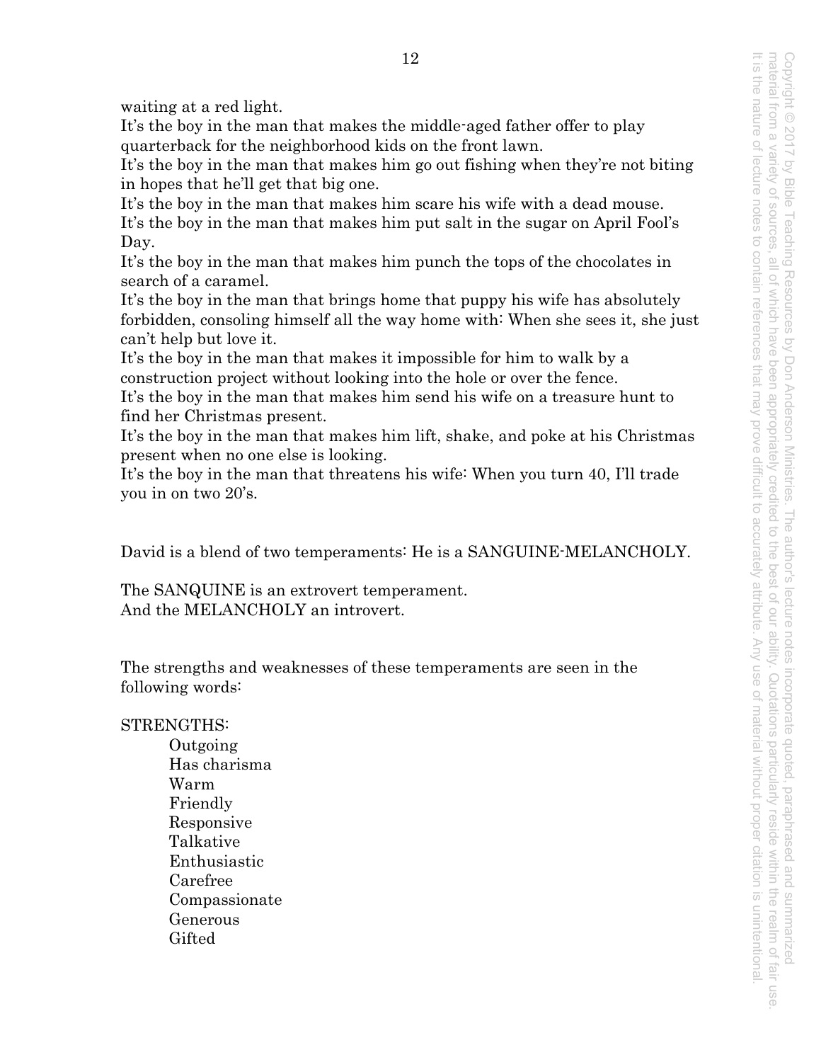waiting at a red light.

It's the boy in the man that makes the middle-aged father offer to play quarterback for the neighborhood kids on the front lawn.

It's the boy in the man that makes him go out fishing when they're not biting in hopes that he'll get that big one.

It's the boy in the man that makes him scare his wife with a dead mouse.

It's the boy in the man that makes him put salt in the sugar on April Fool's Day.

It's the boy in the man that makes him punch the tops of the chocolates in search of a caramel.

It's the boy in the man that brings home that puppy his wife has absolutely forbidden, consoling himself all the way home with: When she sees it, she just can't help but love it.

It's the boy in the man that makes it impossible for him to walk by a construction project without looking into the hole or over the fence.

It's the boy in the man that makes him send his wife on a treasure hunt to find her Christmas present.

It's the boy in the man that makes him lift, shake, and poke at his Christmas present when no one else is looking.

It's the boy in the man that threatens his wife: When you turn 40, I'll trade you in on two 20's.

David is a blend of two temperaments: He is a SANGUINE-MELANCHOLY.

The SANQUINE is an extrovert temperament.
And the MELANCHOLY an introvert.

The strengths and weaknesses of these temperaments are seen in the following words:

STRENGTHS:

- Outgoing
- Has charisma
- Warm
- Friendly
- Responsive
- Talkative
- Enthusiastic
- Carefree
- Compassionate
- Generous
- Gifted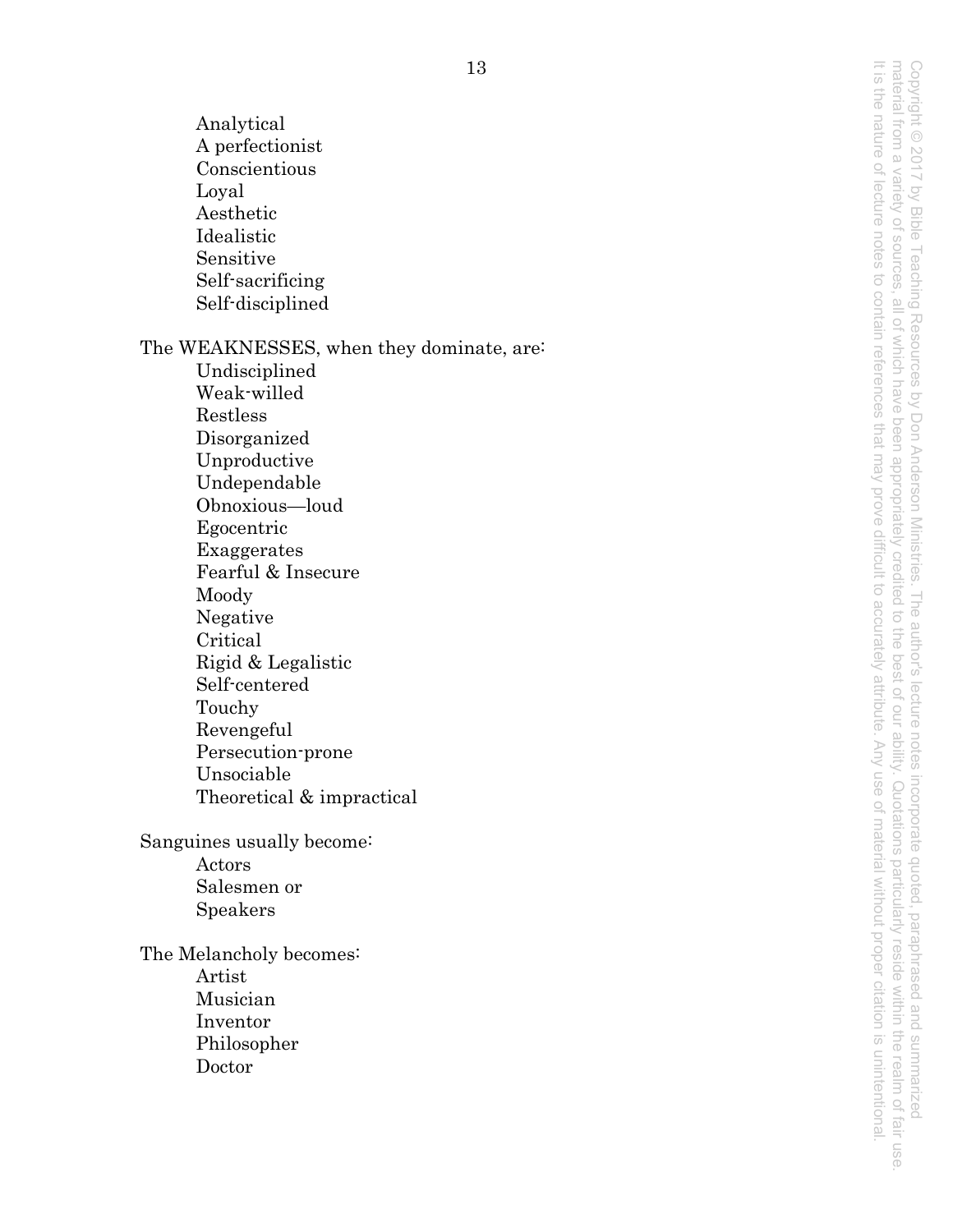- Analytical
- A perfectionist
- Conscientious
- Loyal
- Aesthetic
- Idealistic
- Sensitive
- Self-sacrificing
- Self-disciplined

The WEAKNESSES, when they dominate, are:

- Undisciplined
- Weak-willed
- Restless
- Disorganized
- Unproductive
- Undependable
- Obnoxious—loud
- Egocentric
- Exaggerates
- Fearful & Insecure
- Moody
- Negative
- Critical
- Rigid & Legalistic
- Self-centered
- Touchy
- Revengeful
- Persecution-prone
- Unsociable
- Theoretical & impractical

Sanguines usually become:

- Actors
- Salesmen or
- Speakers

The Melancholy becomes:

- Artist
- Musician
- Inventor
- Philosopher
- Doctor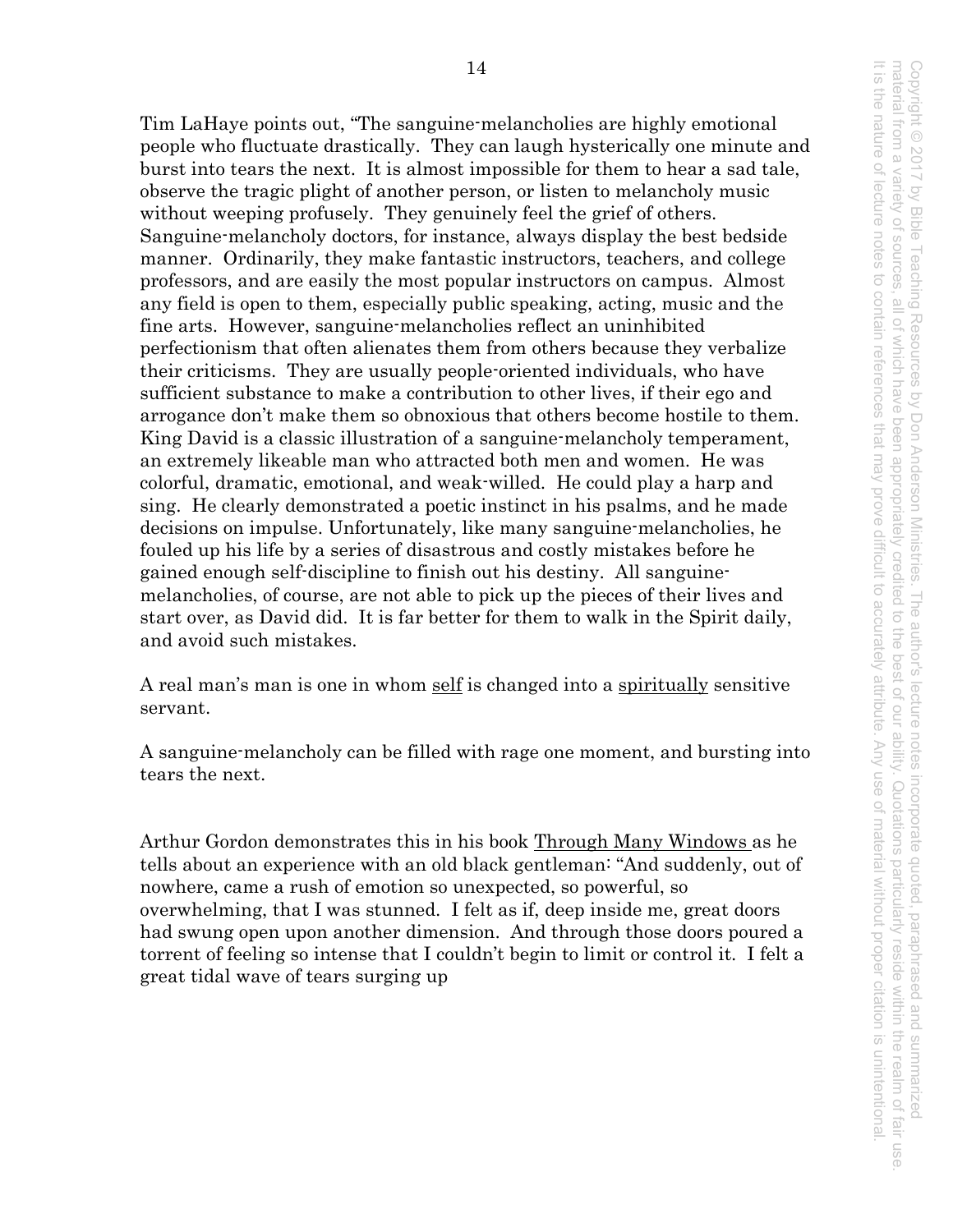Tim LaHaye points out, "The sanguine-melancholies are highly emotional people who fluctuate drastically. They can laugh hysterically one minute and burst into tears the next. It is almost impossible for them to hear a sad tale, observe the tragic plight of another person, or listen to melancholy music without weeping profusely. They genuinely feel the grief of others. Sanguine-melancholy doctors, for instance, always display the best bedside manner. Ordinarily, they make fantastic instructors, teachers, and college professors, and are easily the most popular instructors on campus. Almost any field is open to them, especially public speaking, acting, music and the fine arts. However, sanguine-melancholies reflect an uninhibited perfectionism that often alienates them from others because they verbalize their criticisms. They are usually people-oriented individuals, who have sufficient substance to make a contribution to other lives, if their ego and arrogance don't make them so obnoxious that others become hostile to them. King David is a classic illustration of a sanguine-melancholy temperament, an extremely likeable man who attracted both men and women. He was colorful, dramatic, emotional, and weak-willed. He could play a harp and sing. He clearly demonstrated a poetic instinct in his psalms, and he made decisions on impulse. Unfortunately, like many sanguine-melancholies, he fouled up his life by a series of disastrous and costly mistakes before he gained enough self-discipline to finish out his destiny. All sanguine-melancholies, of course, are not able to pick up the pieces of their lives and start over, as David did. It is far better for them to walk in the Spirit daily, and avoid such mistakes.

A real man's man is one in whom <u>self</u> is changed into a <u>spiritually</u> sensitive servant.

A sanguine-melancholy can be filled with rage one moment, and bursting into tears the next.

Arthur Gordon demonstrates this in his book <u>Through Many Windows</u> as he tells about an experience with an old black gentleman: "And suddenly, out of nowhere, came a rush of emotion so unexpected, so powerful, so overwhelming, that I was stunned. I felt as if, deep inside me, great doors had swung open upon another dimension. And through those doors poured a torrent of feeling so intense that I couldn't begin to limit or control it. I felt a great tidal wave of tears surging up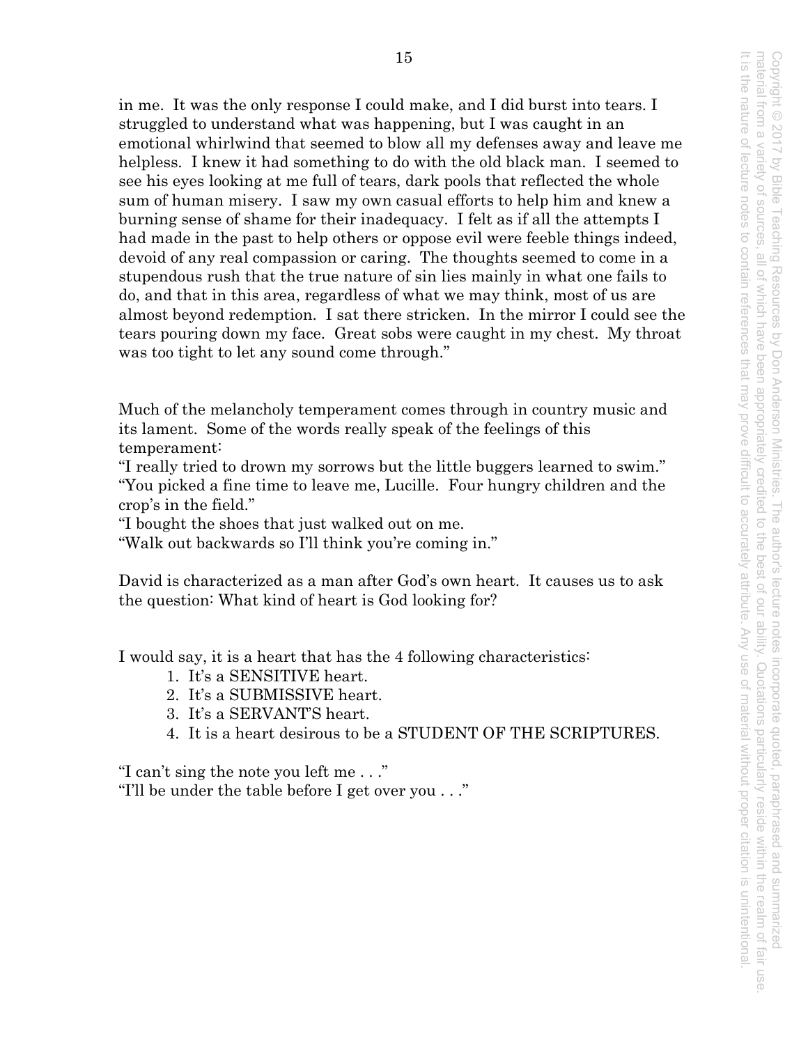in me. It was the only response I could make, and I did burst into tears. I struggled to understand what was happening, but I was caught in an emotional whirlwind that seemed to blow all my defenses away and leave me helpless. I knew it had something to do with the old black man. I seemed to see his eyes looking at me full of tears, dark pools that reflected the whole sum of human misery. I saw my own casual efforts to help him and knew a burning sense of shame for their inadequacy. I felt as if all the attempts I had made in the past to help others or oppose evil were feeble things indeed, devoid of any real compassion or caring. The thoughts seemed to come in a stupendous rush that the true nature of sin lies mainly in what one fails to do, and that in this area, regardless of what we may think, most of us are almost beyond redemption. I sat there stricken. In the mirror I could see the tears pouring down my face. Great sobs were caught in my chest. My throat was too tight to let any sound come through."

Much of the melancholy temperament comes through in country music and its lament. Some of the words really speak of the feelings of this temperament:

"I really tried to drown my sorrows but the little buggers learned to swim."
"You picked a fine time to leave me, Lucille. Four hungry children and the crop's in the field."
"I bought the shoes that just walked out on me.
"Walk out backwards so I'll think you're coming in."

David is characterized as a man after God's own heart. It causes us to ask the question: What kind of heart is God looking for?

I would say, it is a heart that has the 4 following characteristics:

1. It's a SENSITIVE heart.
2. It's a SUBMISSIVE heart.
3. It's a SERVANT'S heart.
4. It is a heart desirous to be a STUDENT OF THE SCRIPTURES.

"I can't sing the note you left me . . ."
"I'll be under the table before I get over you . . ."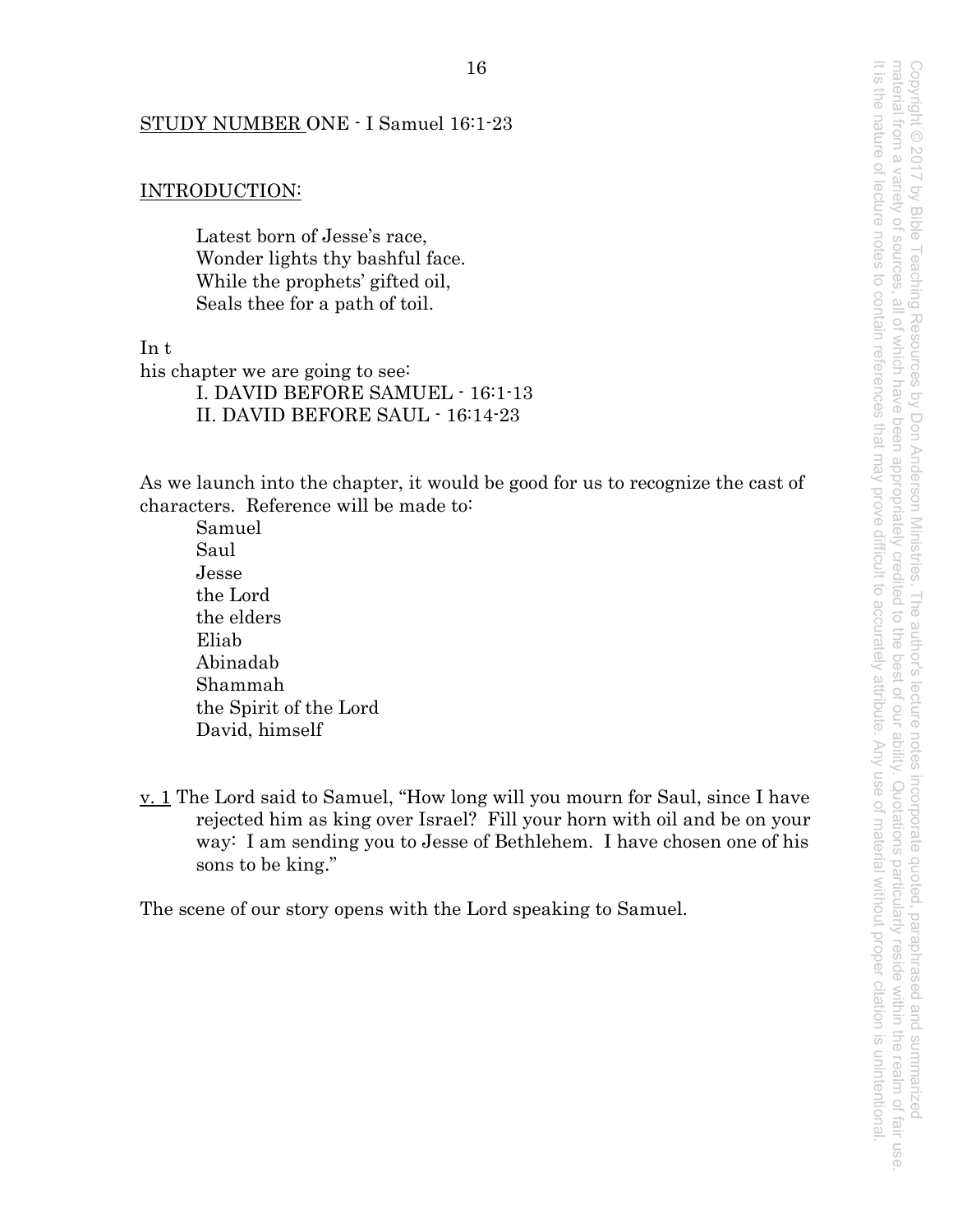STUDY NUMBER ONE - I Samuel 16:1-23

INTRODUCTION:

> Latest born of Jesse's race,
> Wonder lights thy bashful face.
> While the prophets' gifted oil,
> Seals thee for a path of toil.

In t
his chapter we are going to see:

I. DAVID BEFORE SAMUEL - 16:1-13
II. DAVID BEFORE SAUL - 16:14-23

As we launch into the chapter, it would be good for us to recognize the cast of characters. Reference will be made to:

Samuel
Saul
Jesse
the Lord
the elders
Eliab
Abinadab
Shammah
the Spirit of the Lord
David, himself

v. 1 The Lord said to Samuel, "How long will you mourn for Saul, since I have rejected him as king over Israel? Fill your horn with oil and be on your way: I am sending you to Jesse of Bethlehem. I have chosen one of his sons to be king."

The scene of our story opens with the Lord speaking to Samuel.

Copyright © 2017 by Bible Teaching Resources by Don Anderson Ministries. The author's lecture notes incorporate quoted, paraphrased and summarized material from a variety of sources, all of which have been appropriately credited to the best of our ability. Quotations particularly reside within the realm of fair use. It is the nature of lecture notes to contain references that may prove difficult to accurately attribute. Any use of material without proper citation is unintentional.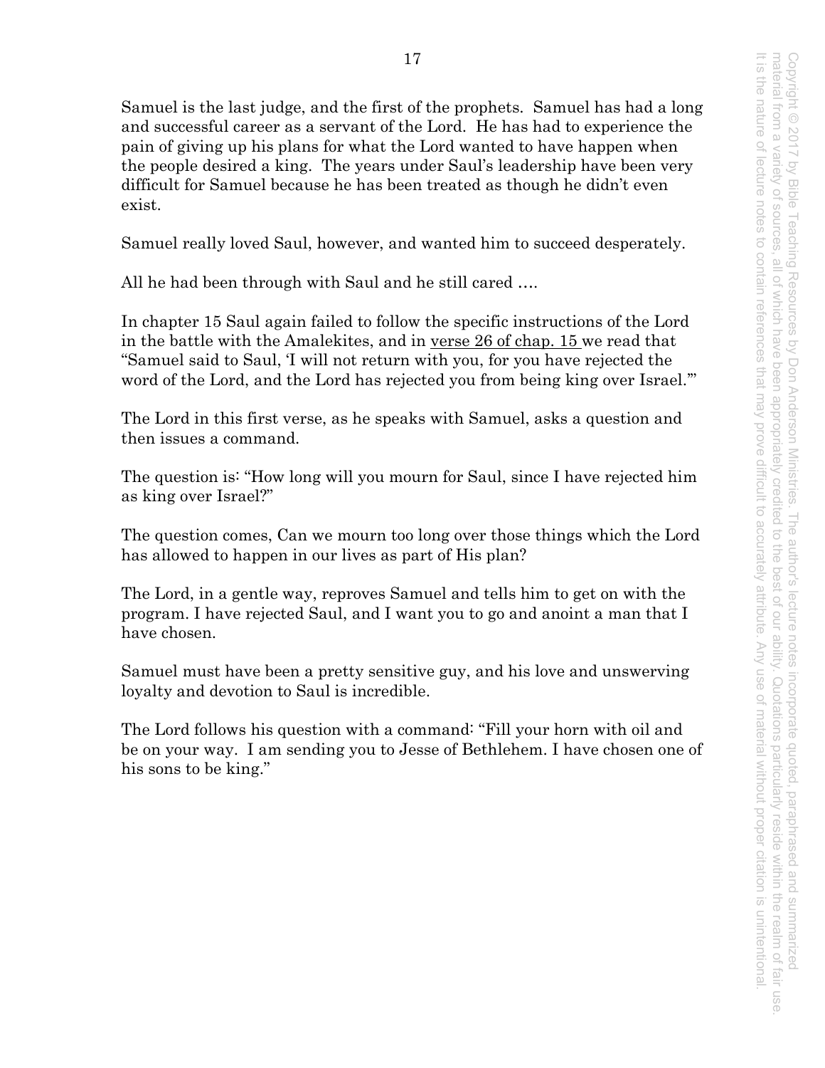Samuel is the last judge, and the first of the prophets. Samuel has had a long and successful career as a servant of the Lord. He has had to experience the pain of giving up his plans for what the Lord wanted to have happen when the people desired a king. The years under Saul's leadership have been very difficult for Samuel because he has been treated as though he didn't even exist.

Samuel really loved Saul, however, and wanted him to succeed desperately.

All he had been through with Saul and he still cared ….

In chapter 15 Saul again failed to follow the specific instructions of the Lord in the battle with the Amalekites, and in verse 26 of chap. 15 we read that "Samuel said to Saul, 'I will not return with you, for you have rejected the word of the Lord, and the Lord has rejected you from being king over Israel.'"

The Lord in this first verse, as he speaks with Samuel, asks a question and then issues a command.

The question is: "How long will you mourn for Saul, since I have rejected him as king over Israel?"

The question comes, Can we mourn too long over those things which the Lord has allowed to happen in our lives as part of His plan?

The Lord, in a gentle way, reproves Samuel and tells him to get on with the program. I have rejected Saul, and I want you to go and anoint a man that I have chosen.

Samuel must have been a pretty sensitive guy, and his love and unswerving loyalty and devotion to Saul is incredible.

The Lord follows his question with a command: "Fill your horn with oil and be on your way. I am sending you to Jesse of Bethlehem. I have chosen one of his sons to be king."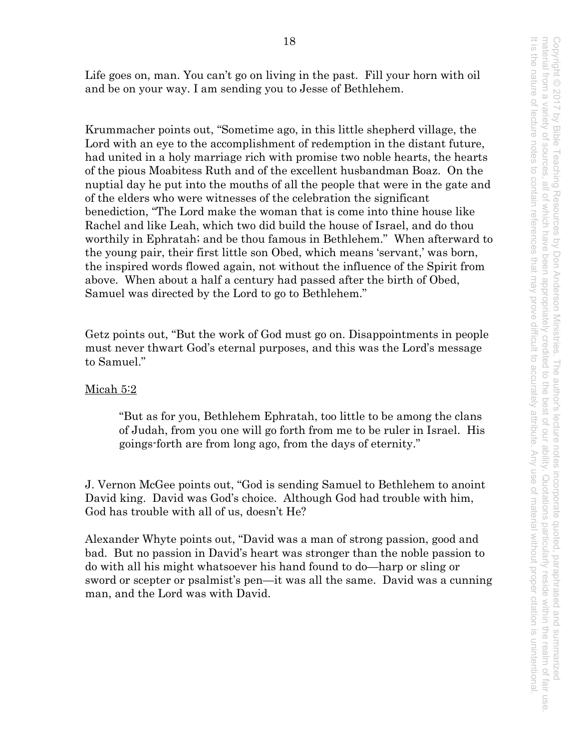Life goes on, man. You can't go on living in the past. Fill your horn with oil and be on your way. I am sending you to Jesse of Bethlehem.

Krummacher points out, "Sometime ago, in this little shepherd village, the Lord with an eye to the accomplishment of redemption in the distant future, had united in a holy marriage rich with promise two noble hearts, the hearts of the pious Moabitess Ruth and of the excellent husbandman Boaz. On the nuptial day he put into the mouths of all the people that were in the gate and of the elders who were witnesses of the celebration the significant benediction, "The Lord make the woman that is come into thine house like Rachel and like Leah, which two did build the house of Israel, and do thou worthily in Ephratah; and be thou famous in Bethlehem." When afterward to the young pair, their first little son Obed, which means 'servant,' was born, the inspired words flowed again, not without the influence of the Spirit from above. When about a half a century had passed after the birth of Obed, Samuel was directed by the Lord to go to Bethlehem."

Getz points out, "But the work of God must go on. Disappointments in people must never thwart God's eternal purposes, and this was the Lord's message to Samuel."

<u>Micah 5:2</u>

> "But as for you, Bethlehem Ephratah, too little to be among the clans of Judah, from you one will go forth from me to be ruler in Israel. His goings-forth are from long ago, from the days of eternity."

J. Vernon McGee points out, "God is sending Samuel to Bethlehem to anoint David king. David was God's choice. Although God had trouble with him, God has trouble with all of us, doesn't He?

Alexander Whyte points out, "David was a man of strong passion, good and bad. But no passion in David's heart was stronger than the noble passion to do with all his might whatsoever his hand found to do—harp or sling or sword or scepter or psalmist's pen—it was all the same. David was a cunning man, and the Lord was with David.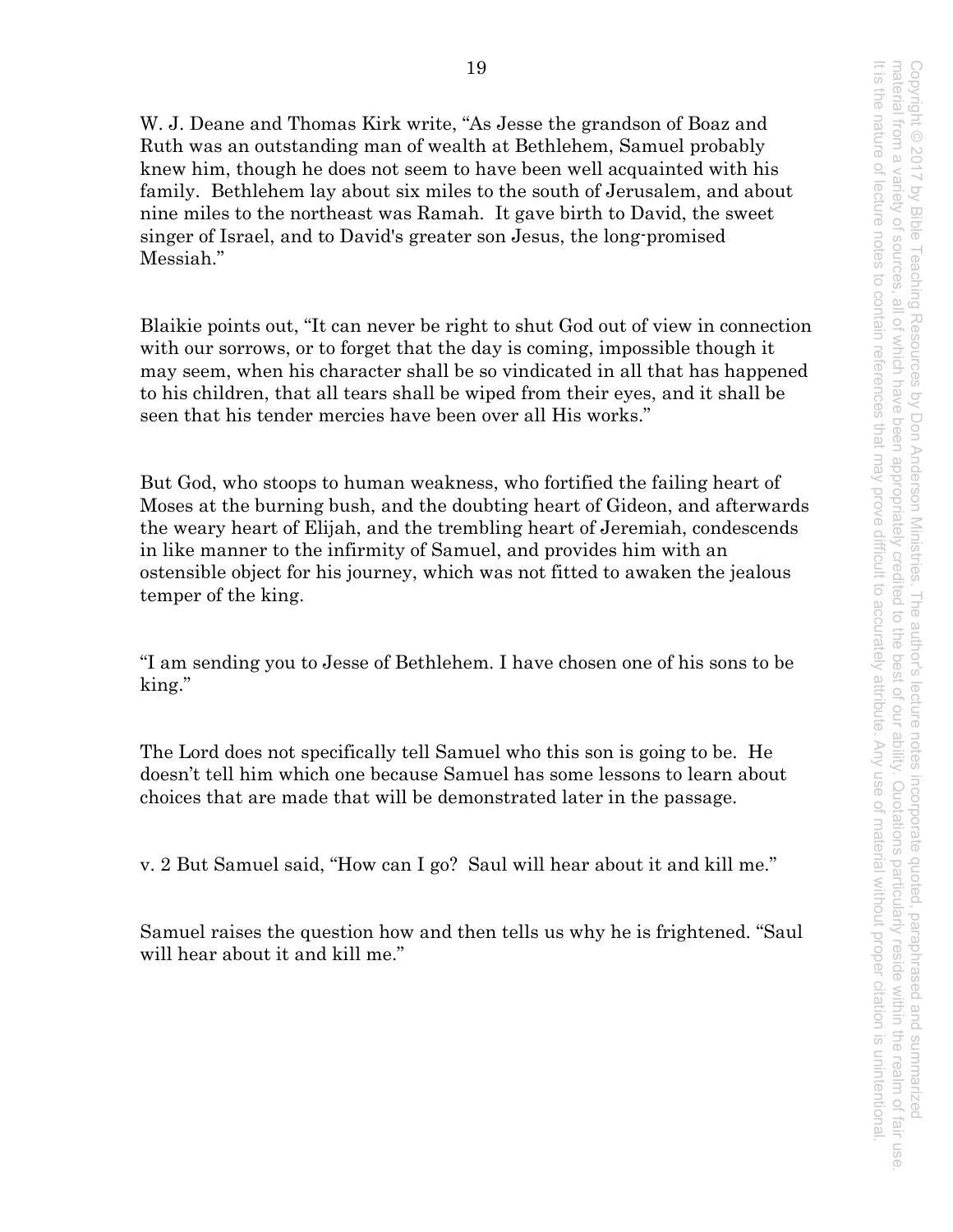W. J. Deane and Thomas Kirk write, "As Jesse the grandson of Boaz and Ruth was an outstanding man of wealth at Bethlehem, Samuel probably knew him, though he does not seem to have been well acquainted with his family. Bethlehem lay about six miles to the south of Jerusalem, and about nine miles to the northeast was Ramah. It gave birth to David, the sweet singer of Israel, and to David's greater son Jesus, the long-promised Messiah."

Blaikie points out, "It can never be right to shut God out of view in connection with our sorrows, or to forget that the day is coming, impossible though it may seem, when his character shall be so vindicated in all that has happened to his children, that all tears shall be wiped from their eyes, and it shall be seen that his tender mercies have been over all His works."

But God, who stoops to human weakness, who fortified the failing heart of Moses at the burning bush, and the doubting heart of Gideon, and afterwards the weary heart of Elijah, and the trembling heart of Jeremiah, condescends in like manner to the infirmity of Samuel, and provides him with an ostensible object for his journey, which was not fitted to awaken the jealous temper of the king.

"I am sending you to Jesse of Bethlehem. I have chosen one of his sons to be king."

The Lord does not specifically tell Samuel who this son is going to be. He doesn't tell him which one because Samuel has some lessons to learn about choices that are made that will be demonstrated later in the passage.

v. 2 But Samuel said, "How can I go? Saul will hear about it and kill me."

Samuel raises the question how and then tells us why he is frightened. "Saul will hear about it and kill me."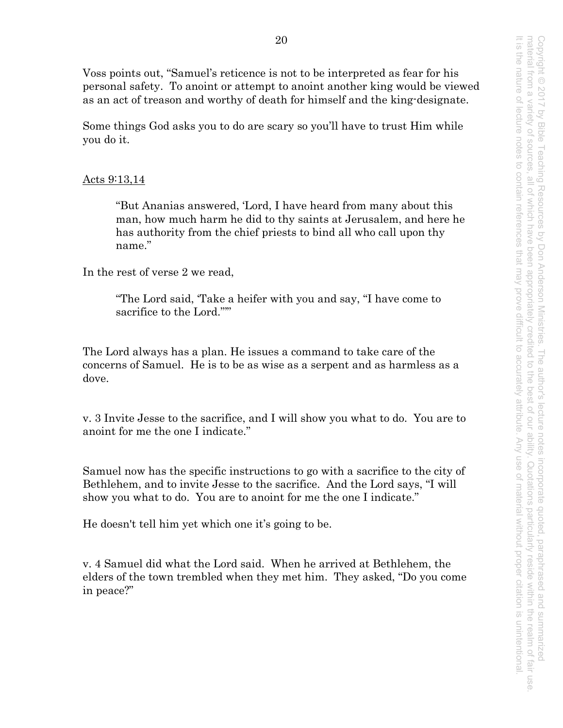Voss points out, "Samuel's reticence is not to be interpreted as fear for his personal safety. To anoint or attempt to anoint another king would be viewed as an act of treason and worthy of death for himself and the king-designate.

Some things God asks you to do are scary so you'll have to trust Him while you do it.

<u>Acts 9:13,14</u>

> "But Ananias answered, 'Lord, I have heard from many about this man, how much harm he did to thy saints at Jerusalem, and here he has authority from the chief priests to bind all who call upon thy name."

In the rest of verse 2 we read,

> "The Lord said, 'Take a heifer with you and say, "I have come to sacrifice to the Lord."'"

The Lord always has a plan. He issues a command to take care of the concerns of Samuel. He is to be as wise as a serpent and as harmless as a dove.

v. 3 Invite Jesse to the sacrifice, and I will show you what to do. You are to anoint for me the one I indicate."

Samuel now has the specific instructions to go with a sacrifice to the city of Bethlehem, and to invite Jesse to the sacrifice. And the Lord says, "I will show you what to do. You are to anoint for me the one I indicate."

He doesn't tell him yet which one it's going to be.

v. 4 Samuel did what the Lord said. When he arrived at Bethlehem, the elders of the town trembled when they met him. They asked, "Do you come in peace?"

Copyright © 2017 by Bible Teaching Resources by Don Anderson Ministries. The author's lecture notes incorporate quoted, paraphrased and summarized material from a variety of sources, all of which have been appropriately credited to the best of our ability. Quotations particularly reside within the realm of fair use. It is the nature of lecture notes to contain references that may prove difficult to accurately attribute. Any use of material without proper citation is unintentional.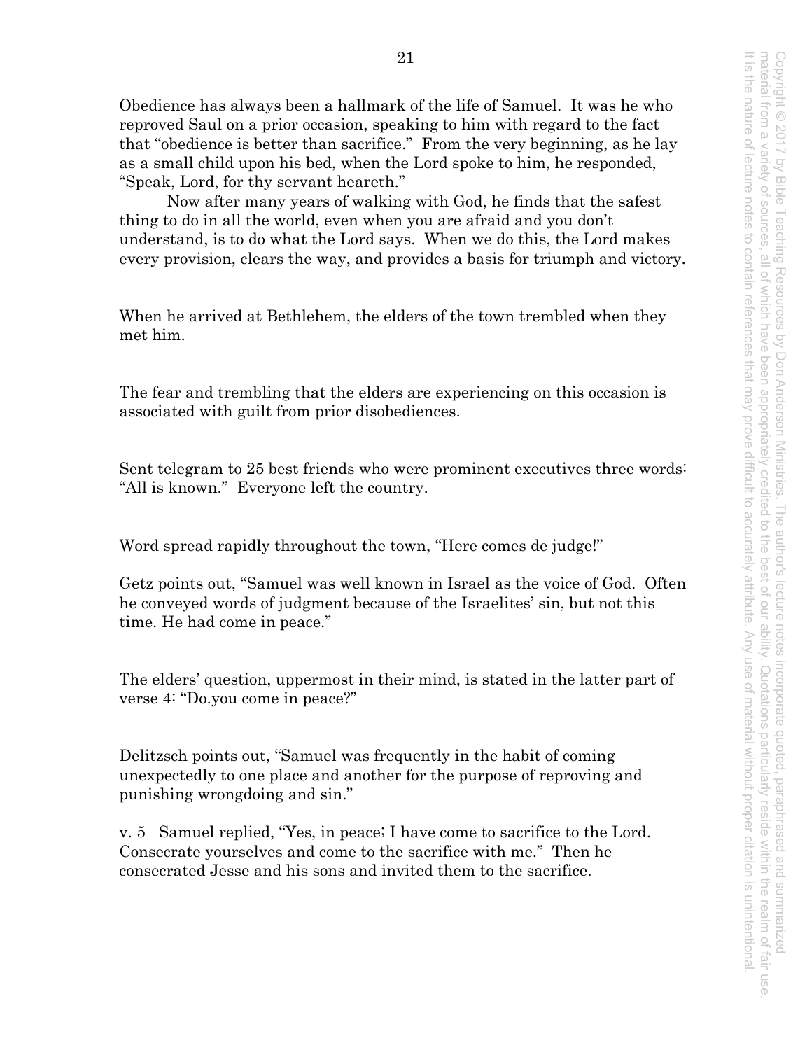Obedience has always been a hallmark of the life of Samuel. It was he who reproved Saul on a prior occasion, speaking to him with regard to the fact that "obedience is better than sacrifice." From the very beginning, as he lay as a small child upon his bed, when the Lord spoke to him, he responded, "Speak, Lord, for thy servant heareth."

Now after many years of walking with God, he finds that the safest thing to do in all the world, even when you are afraid and you don't understand, is to do what the Lord says. When we do this, the Lord makes every provision, clears the way, and provides a basis for triumph and victory.

When he arrived at Bethlehem, the elders of the town trembled when they met him.

The fear and trembling that the elders are experiencing on this occasion is associated with guilt from prior disobediences.

Sent telegram to 25 best friends who were prominent executives three words: "All is known." Everyone left the country.

Word spread rapidly throughout the town, "Here comes de judge!"

Getz points out, "Samuel was well known in Israel as the voice of God. Often he conveyed words of judgment because of the Israelites' sin, but not this time. He had come in peace."

The elders' question, uppermost in their mind, is stated in the latter part of verse 4: "Do.you come in peace?"

Delitzsch points out, "Samuel was frequently in the habit of coming unexpectedly to one place and another for the purpose of reproving and punishing wrongdoing and sin."

v. 5 Samuel replied, "Yes, in peace; I have come to sacrifice to the Lord. Consecrate yourselves and come to the sacrifice with me." Then he consecrated Jesse and his sons and invited them to the sacrifice.

Copyright © 2017 by Bible Teaching Resources by Don Anderson Ministries. The author's lecture notes incorporate quoted, paraphrased and summarized material from a variety of sources, all of which have been appropriately credited to the best of our ability. Quotations particularly reside within the realm of fair use. It is the nature of lecture notes to contain references that may prove difficult to accurately attribute. Any use of material without proper citation is unintentional.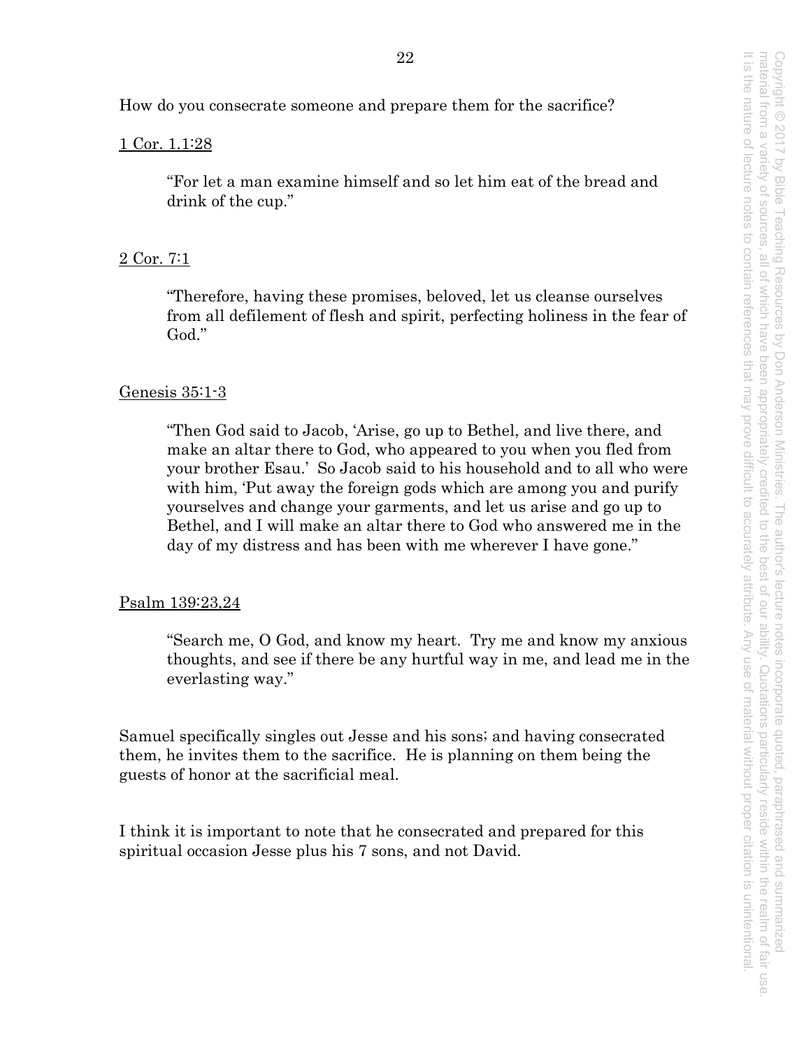How do you consecrate someone and prepare them for the sacrifice?

<u>1 Cor. 1.1:28</u>

> "For let a man examine himself and so let him eat of the bread and drink of the cup."

<u>2 Cor. 7:1</u>

> "Therefore, having these promises, beloved, let us cleanse ourselves from all defilement of flesh and spirit, perfecting holiness in the fear of God."

<u>Genesis 35:1-3</u>

> "Then God said to Jacob, 'Arise, go up to Bethel, and live there, and make an altar there to God, who appeared to you when you fled from your brother Esau.' So Jacob said to his household and to all who were with him, 'Put away the foreign gods which are among you and purify yourselves and change your garments, and let us arise and go up to Bethel, and I will make an altar there to God who answered me in the day of my distress and has been with me wherever I have gone."

<u>Psalm 139:23,24</u>

> "Search me, O God, and know my heart. Try me and know my anxious thoughts, and see if there be any hurtful way in me, and lead me in the everlasting way."

Samuel specifically singles out Jesse and his sons; and having consecrated them, he invites them to the sacrifice. He is planning on them being the guests of honor at the sacrificial meal.

I think it is important to note that he consecrated and prepared for this spiritual occasion Jesse plus his 7 sons, and not David.

Copyright © 2017 by Bible Teaching Resources by Don Anderson Ministries. The author's lecture notes incorporate quoted, paraphrased and summarized material from a variety of sources, all of which have been appropriately credited to the best of our ability. Quotations particularly reside within the realm of fair use. It is the nature of lecture notes to contain references that may prove difficult to accurately attribute. Any use of material without proper citation is unintentional.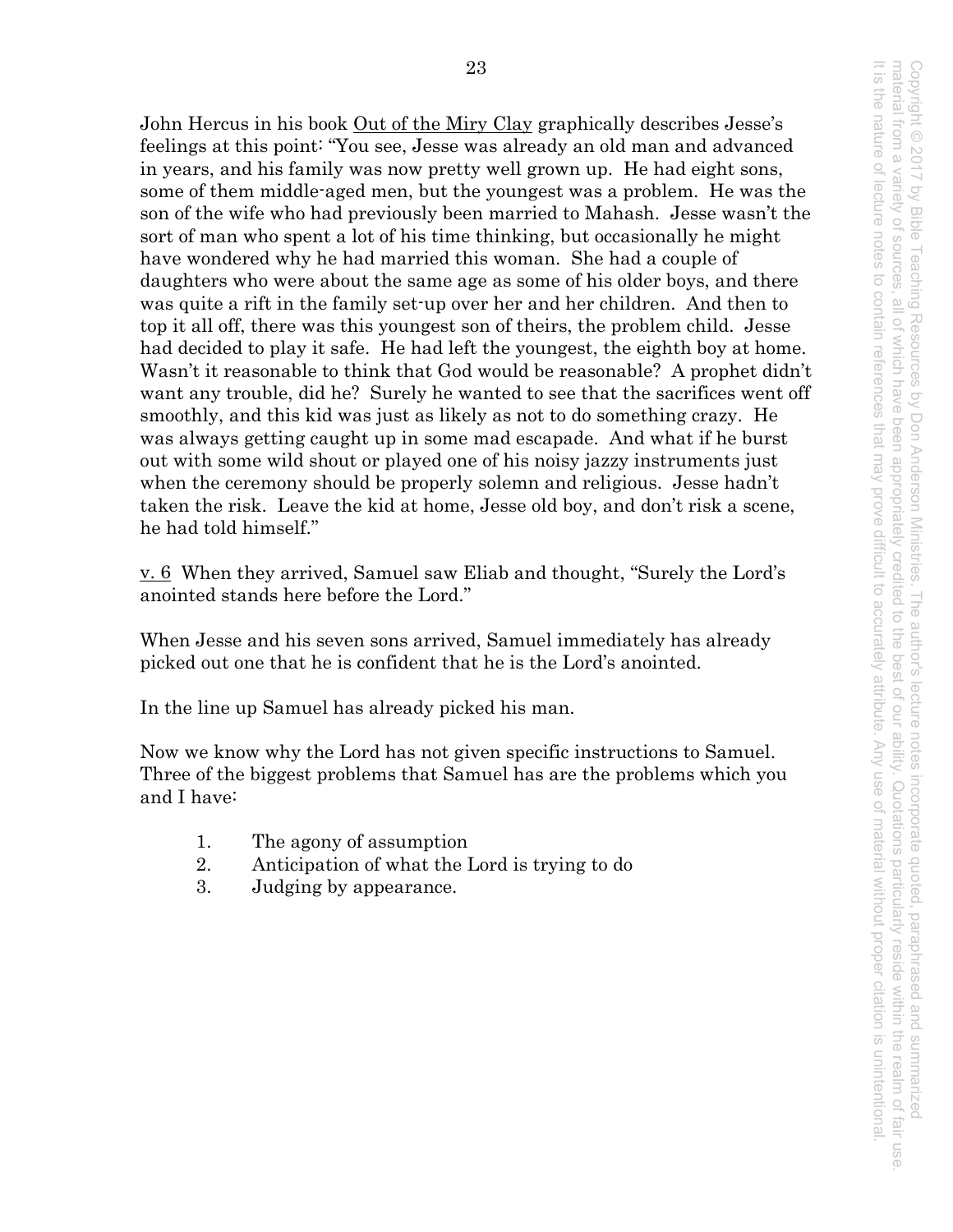John Hercus in his book Out of the Miry Clay graphically describes Jesse's feelings at this point: "You see, Jesse was already an old man and advanced in years, and his family was now pretty well grown up. He had eight sons, some of them middle-aged men, but the youngest was a problem. He was the son of the wife who had previously been married to Mahash. Jesse wasn't the sort of man who spent a lot of his time thinking, but occasionally he might have wondered why he had married this woman. She had a couple of daughters who were about the same age as some of his older boys, and there was quite a rift in the family set-up over her and her children. And then to top it all off, there was this youngest son of theirs, the problem child. Jesse had decided to play it safe. He had left the youngest, the eighth boy at home. Wasn't it reasonable to think that God would be reasonable? A prophet didn't want any trouble, did he? Surely he wanted to see that the sacrifices went off smoothly, and this kid was just as likely as not to do something crazy. He was always getting caught up in some mad escapade. And what if he burst out with some wild shout or played one of his noisy jazzy instruments just when the ceremony should be properly solemn and religious. Jesse hadn't taken the risk. Leave the kid at home, Jesse old boy, and don't risk a scene, he had told himself."

v. 6 When they arrived, Samuel saw Eliab and thought, "Surely the Lord's anointed stands here before the Lord."

When Jesse and his seven sons arrived, Samuel immediately has already picked out one that he is confident that he is the Lord's anointed.

In the line up Samuel has already picked his man.

Now we know why the Lord has not given specific instructions to Samuel. Three of the biggest problems that Samuel has are the problems which you and I have:

1. The agony of assumption
2. Anticipation of what the Lord is trying to do
3. Judging by appearance.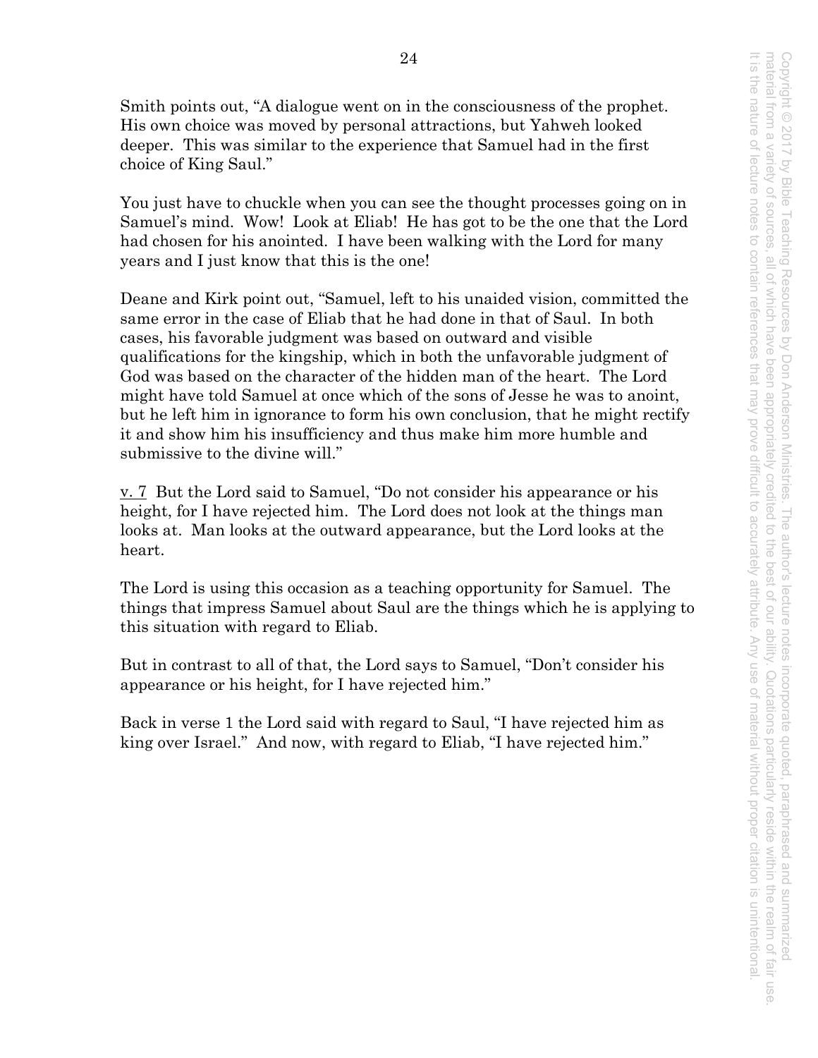Smith points out, "A dialogue went on in the consciousness of the prophet. His own choice was moved by personal attractions, but Yahweh looked deeper. This was similar to the experience that Samuel had in the first choice of King Saul."

You just have to chuckle when you can see the thought processes going on in Samuel's mind. Wow! Look at Eliab! He has got to be the one that the Lord had chosen for his anointed. I have been walking with the Lord for many years and I just know that this is the one!

Deane and Kirk point out, "Samuel, left to his unaided vision, committed the same error in the case of Eliab that he had done in that of Saul. In both cases, his favorable judgment was based on outward and visible qualifications for the kingship, which in both the unfavorable judgment of God was based on the character of the hidden man of the heart. The Lord might have told Samuel at once which of the sons of Jesse he was to anoint, but he left him in ignorance to form his own conclusion, that he might rectify it and show him his insufficiency and thus make him more humble and submissive to the divine will."

v. 7 But the Lord said to Samuel, "Do not consider his appearance or his height, for I have rejected him. The Lord does not look at the things man looks at. Man looks at the outward appearance, but the Lord looks at the heart.

The Lord is using this occasion as a teaching opportunity for Samuel. The things that impress Samuel about Saul are the things which he is applying to this situation with regard to Eliab.

But in contrast to all of that, the Lord says to Samuel, "Don't consider his appearance or his height, for I have rejected him."

Back in verse 1 the Lord said with regard to Saul, "I have rejected him as king over Israel." And now, with regard to Eliab, "I have rejected him."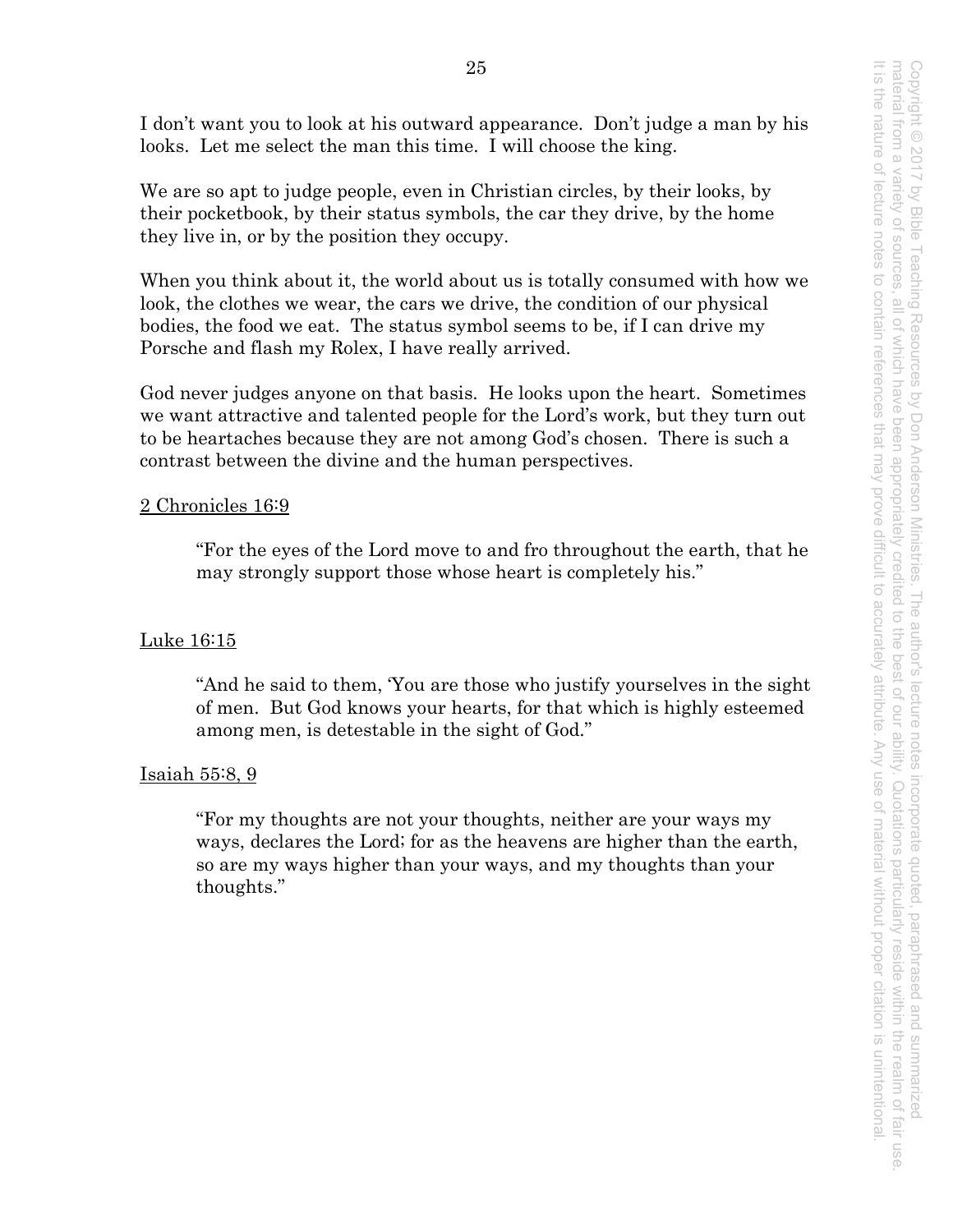I don't want you to look at his outward appearance. Don't judge a man by his looks. Let me select the man this time. I will choose the king.

We are so apt to judge people, even in Christian circles, by their looks, by their pocketbook, by their status symbols, the car they drive, by the home they live in, or by the position they occupy.

When you think about it, the world about us is totally consumed with how we look, the clothes we wear, the cars we drive, the condition of our physical bodies, the food we eat. The status symbol seems to be, if I can drive my Porsche and flash my Rolex, I have really arrived.

God never judges anyone on that basis. He looks upon the heart. Sometimes we want attractive and talented people for the Lord's work, but they turn out to be heartaches because they are not among God's chosen. There is such a contrast between the divine and the human perspectives.

2 Chronicles 16:9

> "For the eyes of the Lord move to and fro throughout the earth, that he may strongly support those whose heart is completely his."

Luke 16:15

> "And he said to them, 'You are those who justify yourselves in the sight of men. But God knows your hearts, for that which is highly esteemed among men, is detestable in the sight of God."

Isaiah 55:8, 9

> "For my thoughts are not your thoughts, neither are your ways my ways, declares the Lord; for as the heavens are higher than the earth, so are my ways higher than your ways, and my thoughts than your thoughts."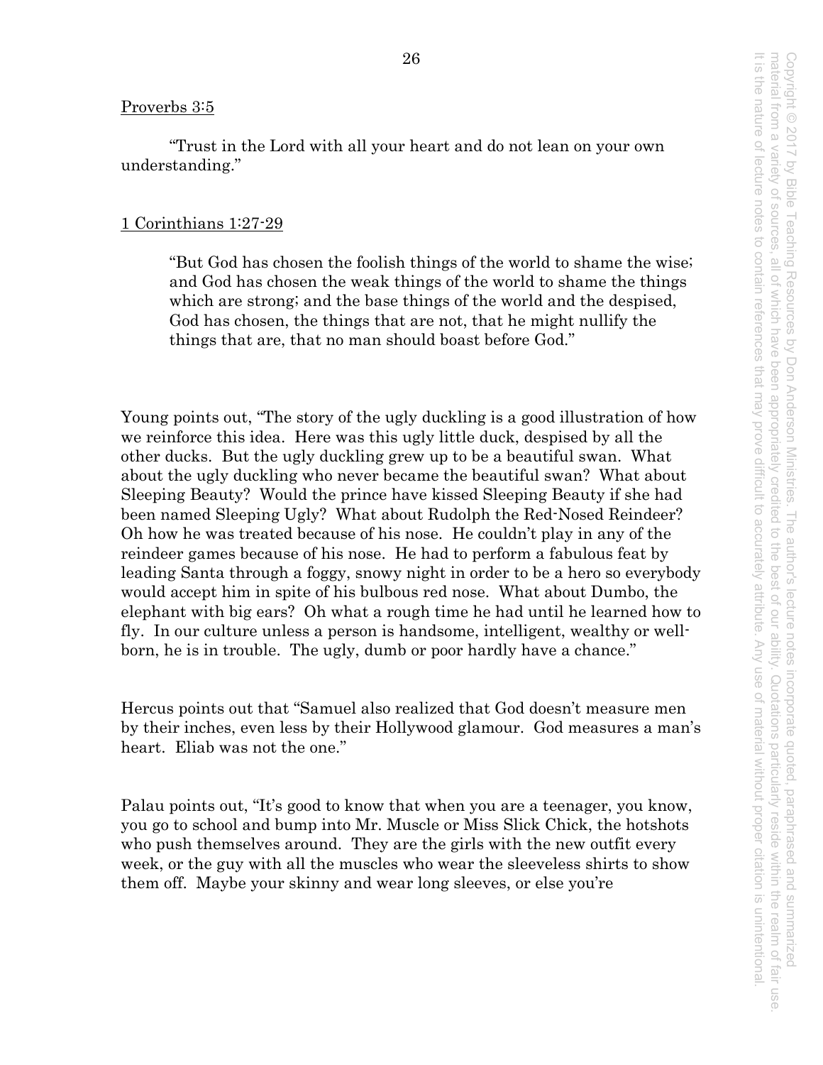Proverbs 3:5

"Trust in the Lord with all your heart and do not lean on your own understanding."

1 Corinthians 1:27-29

> "But God has chosen the foolish things of the world to shame the wise; and God has chosen the weak things of the world to shame the things which are strong; and the base things of the world and the despised, God has chosen, the things that are not, that he might nullify the things that are, that no man should boast before God."

Young points out, "The story of the ugly duckling is a good illustration of how we reinforce this idea. Here was this ugly little duck, despised by all the other ducks. But the ugly duckling grew up to be a beautiful swan. What about the ugly duckling who never became the beautiful swan? What about Sleeping Beauty? Would the prince have kissed Sleeping Beauty if she had been named Sleeping Ugly? What about Rudolph the Red-Nosed Reindeer? Oh how he was treated because of his nose. He couldn't play in any of the reindeer games because of his nose. He had to perform a fabulous feat by leading Santa through a foggy, snowy night in order to be a hero so everybody would accept him in spite of his bulbous red nose. What about Dumbo, the elephant with big ears? Oh what a rough time he had until he learned how to fly. In our culture unless a person is handsome, intelligent, wealthy or well-born, he is in trouble. The ugly, dumb or poor hardly have a chance."

Hercus points out that "Samuel also realized that God doesn't measure men by their inches, even less by their Hollywood glamour. God measures a man's heart. Eliab was not the one."

Palau points out, "It's good to know that when you are a teenager, you know, you go to school and bump into Mr. Muscle or Miss Slick Chick, the hotshots who push themselves around. They are the girls with the new outfit every week, or the guy with all the muscles who wear the sleeveless shirts to show them off. Maybe your skinny and wear long sleeves, or else you're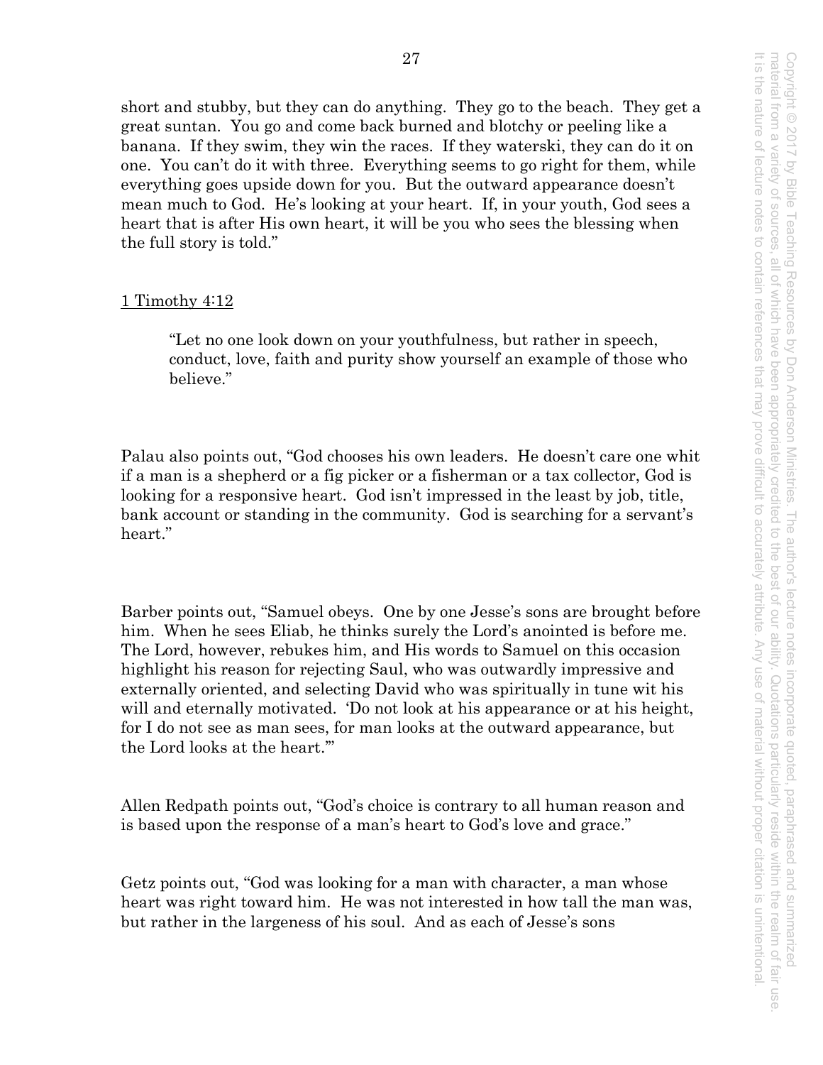short and stubby, but they can do anything. They go to the beach. They get a great suntan. You go and come back burned and blotchy or peeling like a banana. If they swim, they win the races. If they waterski, they can do it on one. You can't do it with three. Everything seems to go right for them, while everything goes upside down for you. But the outward appearance doesn't mean much to God. He's looking at your heart. If, in your youth, God sees a heart that is after His own heart, it will be you who sees the blessing when the full story is told."

<u>1 Timothy 4:12</u>

> "Let no one look down on your youthfulness, but rather in speech, conduct, love, faith and purity show yourself an example of those who believe."

Palau also points out, "God chooses his own leaders. He doesn't care one whit if a man is a shepherd or a fig picker or a fisherman or a tax collector, God is looking for a responsive heart. God isn't impressed in the least by job, title, bank account or standing in the community. God is searching for a servant's heart."

Barber points out, "Samuel obeys. One by one Jesse's sons are brought before him. When he sees Eliab, he thinks surely the Lord's anointed is before me. The Lord, however, rebukes him, and His words to Samuel on this occasion highlight his reason for rejecting Saul, who was outwardly impressive and externally oriented, and selecting David who was spiritually in tune wit his will and eternally motivated. 'Do not look at his appearance or at his height, for I do not see as man sees, for man looks at the outward appearance, but the Lord looks at the heart.'"

Allen Redpath points out, "God's choice is contrary to all human reason and is based upon the response of a man's heart to God's love and grace."

Getz points out, "God was looking for a man with character, a man whose heart was right toward him. He was not interested in how tall the man was, but rather in the largeness of his soul. And as each of Jesse's sons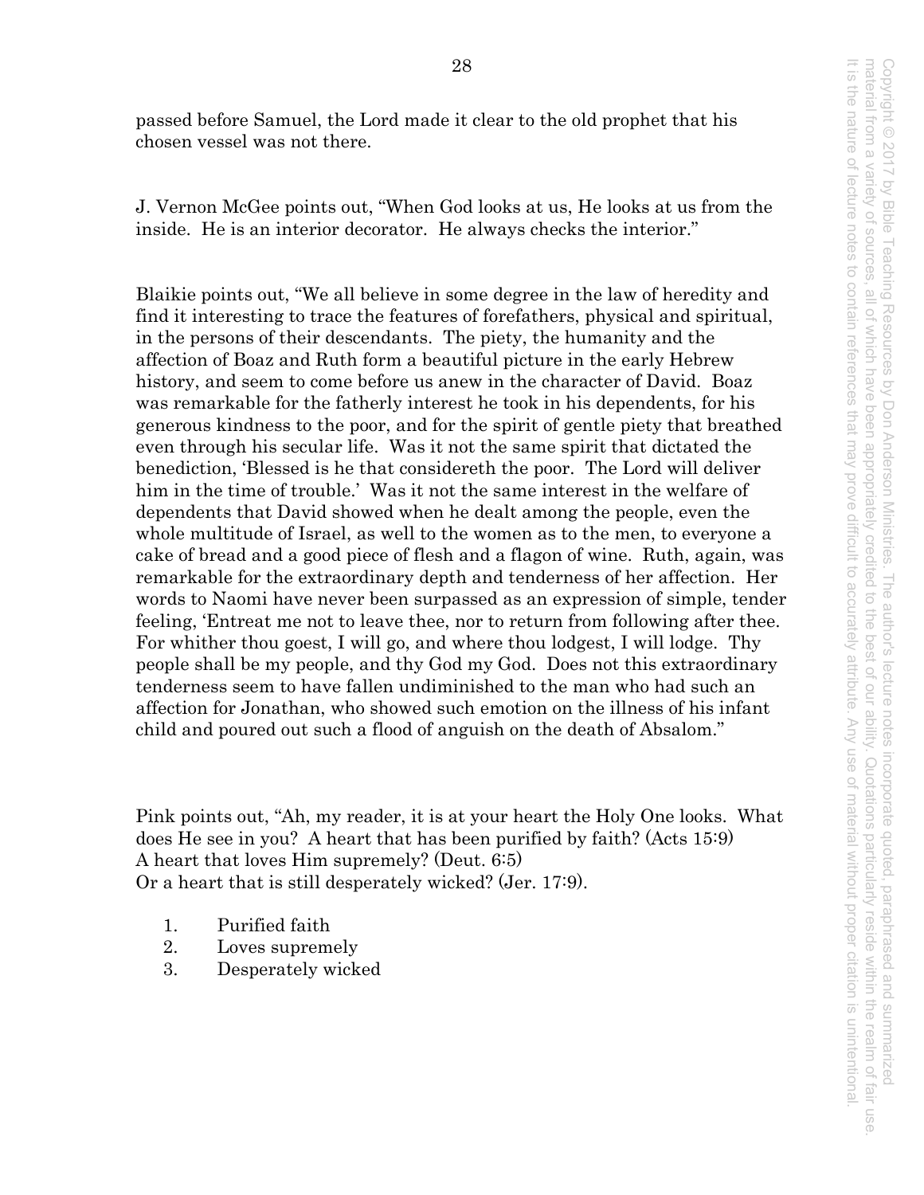passed before Samuel, the Lord made it clear to the old prophet that his chosen vessel was not there.

J. Vernon McGee points out, "When God looks at us, He looks at us from the inside. He is an interior decorator. He always checks the interior."

Blaikie points out, "We all believe in some degree in the law of heredity and find it interesting to trace the features of forefathers, physical and spiritual, in the persons of their descendants. The piety, the humanity and the affection of Boaz and Ruth form a beautiful picture in the early Hebrew history, and seem to come before us anew in the character of David. Boaz was remarkable for the fatherly interest he took in his dependents, for his generous kindness to the poor, and for the spirit of gentle piety that breathed even through his secular life. Was it not the same spirit that dictated the benediction, 'Blessed is he that considereth the poor. The Lord will deliver him in the time of trouble.' Was it not the same interest in the welfare of dependents that David showed when he dealt among the people, even the whole multitude of Israel, as well to the women as to the men, to everyone a cake of bread and a good piece of flesh and a flagon of wine. Ruth, again, was remarkable for the extraordinary depth and tenderness of her affection. Her words to Naomi have never been surpassed as an expression of simple, tender feeling, 'Entreat me not to leave thee, nor to return from following after thee. For whither thou goest, I will go, and where thou lodgest, I will lodge. Thy people shall be my people, and thy God my God. Does not this extraordinary tenderness seem to have fallen undiminished to the man who had such an affection for Jonathan, who showed such emotion on the illness of his infant child and poured out such a flood of anguish on the death of Absalom."

Pink points out, "Ah, my reader, it is at your heart the Holy One looks. What does He see in you? A heart that has been purified by faith? (Acts 15:9)
A heart that loves Him supremely? (Deut. 6:5)
Or a heart that is still desperately wicked? (Jer. 17:9).

1. Purified faith
2. Loves supremely
3. Desperately wicked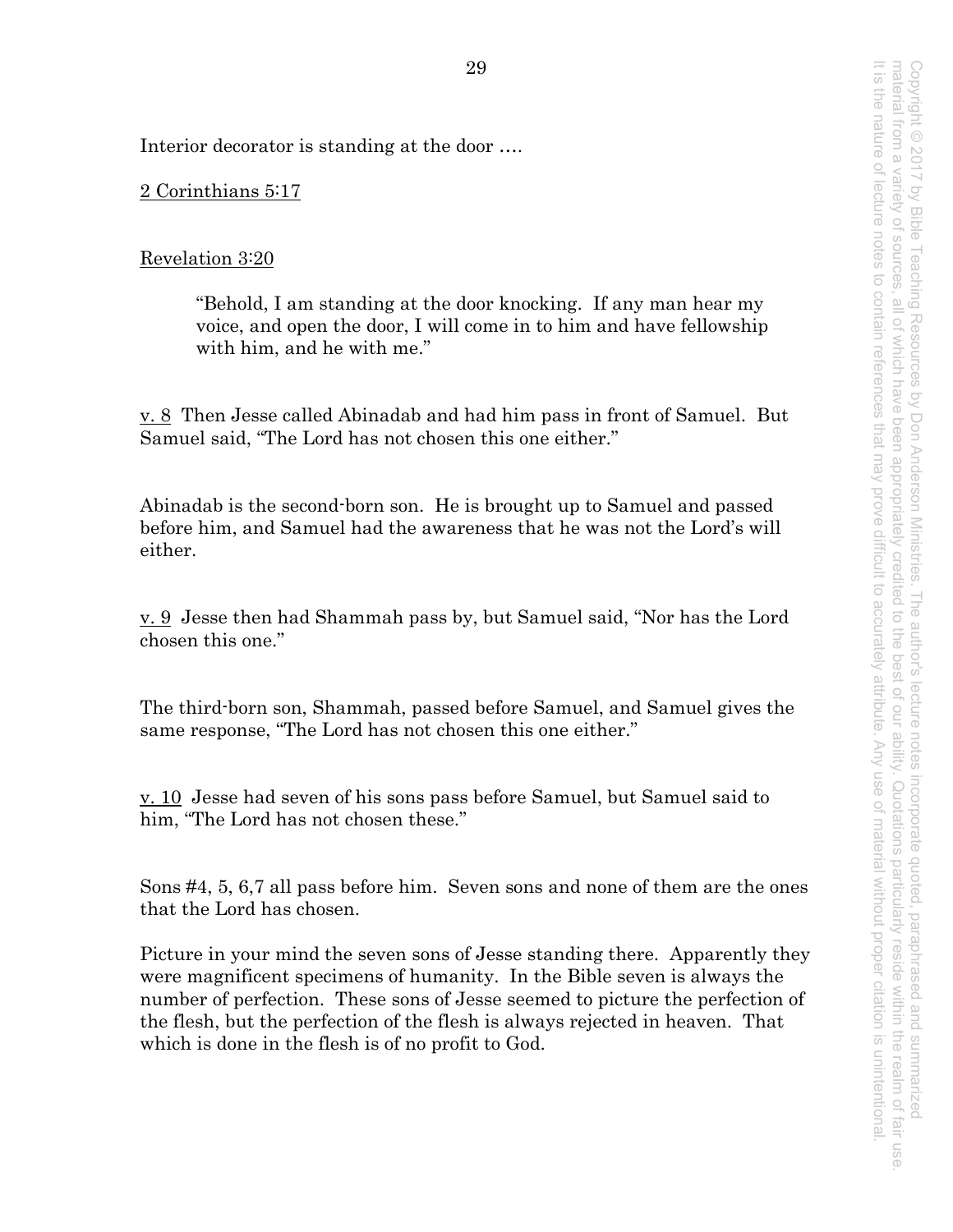Interior decorator is standing at the door ….

2 Corinthians 5:17

Revelation 3:20

> "Behold, I am standing at the door knocking. If any man hear my voice, and open the door, I will come in to him and have fellowship with him, and he with me."

v. 8 Then Jesse called Abinadab and had him pass in front of Samuel. But Samuel said, "The Lord has not chosen this one either."

Abinadab is the second-born son. He is brought up to Samuel and passed before him, and Samuel had the awareness that he was not the Lord's will either.

v. 9 Jesse then had Shammah pass by, but Samuel said, "Nor has the Lord chosen this one."

The third-born son, Shammah, passed before Samuel, and Samuel gives the same response, "The Lord has not chosen this one either."

v. 10 Jesse had seven of his sons pass before Samuel, but Samuel said to him, "The Lord has not chosen these."

Sons #4, 5, 6,7 all pass before him. Seven sons and none of them are the ones that the Lord has chosen.

Picture in your mind the seven sons of Jesse standing there. Apparently they were magnificent specimens of humanity. In the Bible seven is always the number of perfection. These sons of Jesse seemed to picture the perfection of the flesh, but the perfection of the flesh is always rejected in heaven. That which is done in the flesh is of no profit to God.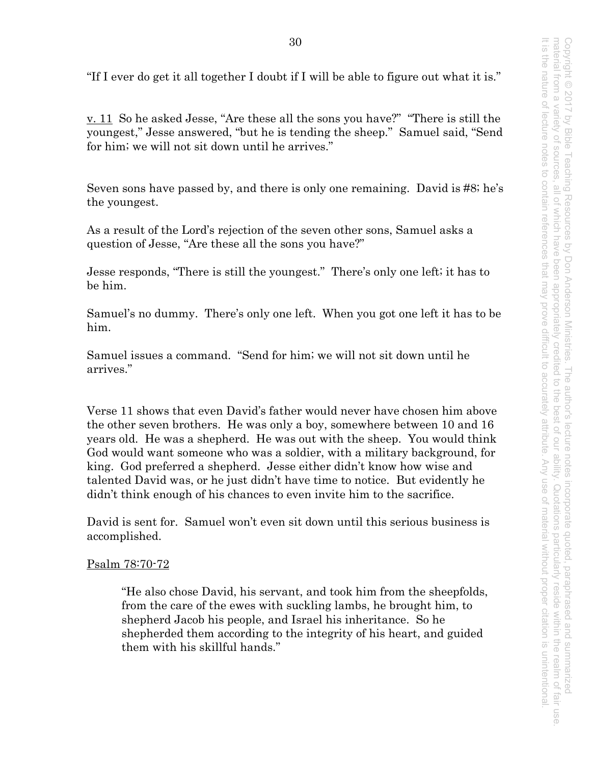"If I ever do get it all together I doubt if I will be able to figure out what it is."

<u>v. 11</u> So he asked Jesse, "Are these all the sons you have?" "There is still the youngest," Jesse answered, "but he is tending the sheep." Samuel said, "Send for him; we will not sit down until he arrives."

Seven sons have passed by, and there is only one remaining. David is #8; he's the youngest.

As a result of the Lord's rejection of the seven other sons, Samuel asks a question of Jesse, "Are these all the sons you have?"

Jesse responds, "There is still the youngest." There's only one left; it has to be him.

Samuel's no dummy. There's only one left. When you got one left it has to be him.

Samuel issues a command. "Send for him; we will not sit down until he arrives."

Verse 11 shows that even David's father would never have chosen him above the other seven brothers. He was only a boy, somewhere between 10 and 16 years old. He was a shepherd. He was out with the sheep. You would think God would want someone who was a soldier, with a military background, for king. God preferred a shepherd. Jesse either didn't know how wise and talented David was, or he just didn't have time to notice. But evidently he didn't think enough of his chances to even invite him to the sacrifice.

David is sent for. Samuel won't even sit down until this serious business is accomplished.

<u>Psalm 78:70-72</u>

> "He also chose David, his servant, and took him from the sheepfolds, from the care of the ewes with suckling lambs, he brought him, to shepherd Jacob his people, and Israel his inheritance. So he shepherded them according to the integrity of his heart, and guided them with his skillful hands."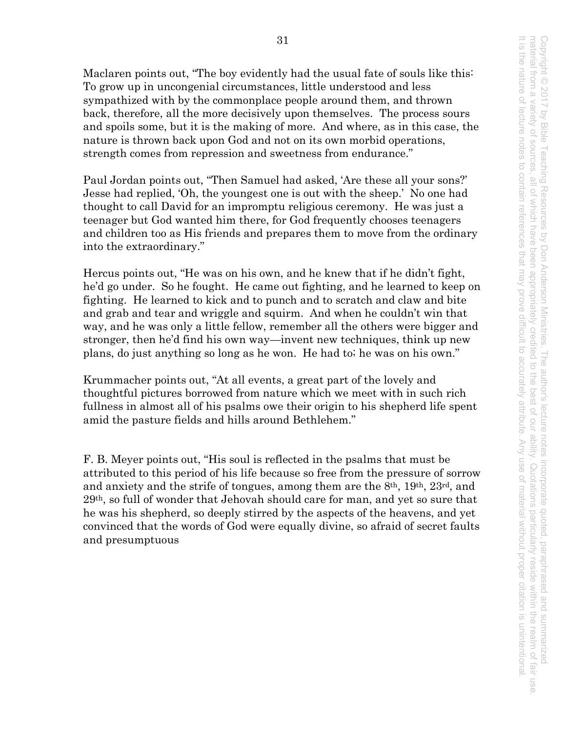Maclaren points out, "The boy evidently had the usual fate of souls like this: To grow up in uncongenial circumstances, little understood and less sympathized with by the commonplace people around them, and thrown back, therefore, all the more decisively upon themselves. The process sours and spoils some, but it is the making of more. And where, as in this case, the nature is thrown back upon God and not on its own morbid operations, strength comes from repression and sweetness from endurance."

Paul Jordan points out, "Then Samuel had asked, 'Are these all your sons?' Jesse had replied, 'Oh, the youngest one is out with the sheep.' No one had thought to call David for an impromptu religious ceremony. He was just a teenager but God wanted him there, for God frequently chooses teenagers and children too as His friends and prepares them to move from the ordinary into the extraordinary."

Hercus points out, "He was on his own, and he knew that if he didn't fight, he'd go under. So he fought. He came out fighting, and he learned to keep on fighting. He learned to kick and to punch and to scratch and claw and bite and grab and tear and wriggle and squirm. And when he couldn't win that way, and he was only a little fellow, remember all the others were bigger and stronger, then he'd find his own way—invent new techniques, think up new plans, do just anything so long as he won. He had to; he was on his own."

Krummacher points out, "At all events, a great part of the lovely and thoughtful pictures borrowed from nature which we meet with in such rich fullness in almost all of his psalms owe their origin to his shepherd life spent amid the pasture fields and hills around Bethlehem."

F. B. Meyer points out, "His soul is reflected in the psalms that must be attributed to this period of his life because so free from the pressure of sorrow and anxiety and the strife of tongues, among them are the 8th, 19th, 23rd, and 29th, so full of wonder that Jehovah should care for man, and yet so sure that he was his shepherd, so deeply stirred by the aspects of the heavens, and yet convinced that the words of God were equally divine, so afraid of secret faults and presumptuous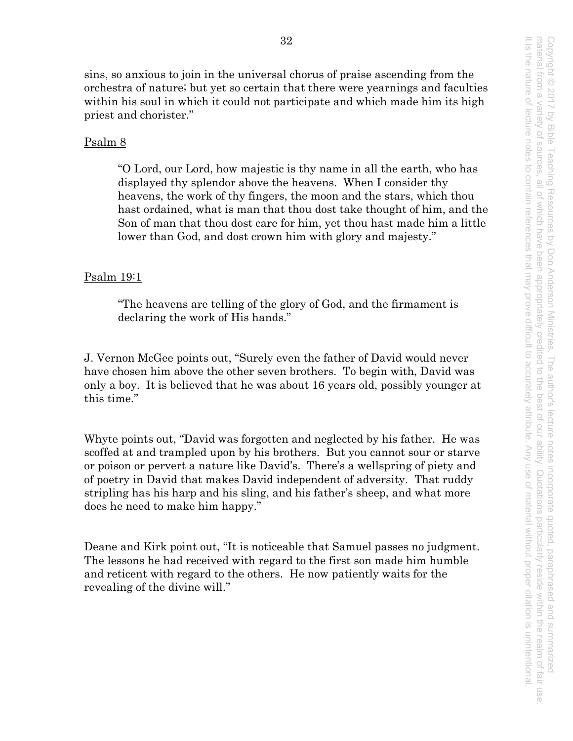sins, so anxious to join in the universal chorus of praise ascending from the orchestra of nature; but yet so certain that there were yearnings and faculties within his soul in which it could not participate and which made him its high priest and chorister."

Psalm 8

> "O Lord, our Lord, how majestic is thy name in all the earth, who has displayed thy splendor above the heavens. When I consider thy heavens, the work of thy fingers, the moon and the stars, which thou hast ordained, what is man that thou dost take thought of him, and the Son of man that thou dost care for him, yet thou hast made him a little lower than God, and dost crown him with glory and majesty."

Psalm 19:1

> "The heavens are telling of the glory of God, and the firmament is declaring the work of His hands."

J. Vernon McGee points out, "Surely even the father of David would never have chosen him above the other seven brothers. To begin with, David was only a boy. It is believed that he was about 16 years old, possibly younger at this time."

Whyte points out, "David was forgotten and neglected by his father. He was scoffed at and trampled upon by his brothers. But you cannot sour or starve or poison or pervert a nature like David's. There's a wellspring of piety and of poetry in David that makes David independent of adversity. That ruddy stripling has his harp and his sling, and his father's sheep, and what more does he need to make him happy."

Deane and Kirk point out, "It is noticeable that Samuel passes no judgment. The lessons he had received with regard to the first son made him humble and reticent with regard to the others. He now patiently waits for the revealing of the divine will."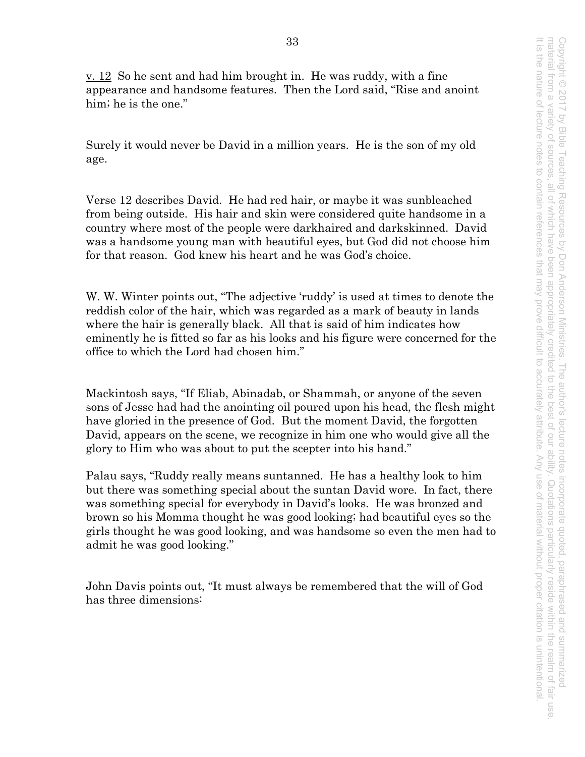v. 12 So he sent and had him brought in. He was ruddy, with a fine appearance and handsome features. Then the Lord said, "Rise and anoint him; he is the one."

Surely it would never be David in a million years. He is the son of my old age.

Verse 12 describes David. He had red hair, or maybe it was sunbleached from being outside. His hair and skin were considered quite handsome in a country where most of the people were darkhaired and darkskinned. David was a handsome young man with beautiful eyes, but God did not choose him for that reason. God knew his heart and he was God's choice.

W. W. Winter points out, "The adjective 'ruddy' is used at times to denote the reddish color of the hair, which was regarded as a mark of beauty in lands where the hair is generally black. All that is said of him indicates how eminently he is fitted so far as his looks and his figure were concerned for the office to which the Lord had chosen him."

Mackintosh says, "If Eliab, Abinadab, or Shammah, or anyone of the seven sons of Jesse had had the anointing oil poured upon his head, the flesh might have gloried in the presence of God. But the moment David, the forgotten David, appears on the scene, we recognize in him one who would give all the glory to Him who was about to put the scepter into his hand."

Palau says, "Ruddy really means suntanned. He has a healthy look to him but there was something special about the suntan David wore. In fact, there was something special for everybody in David's looks. He was bronzed and brown so his Momma thought he was good looking; had beautiful eyes so the girls thought he was good looking, and was handsome so even the men had to admit he was good looking."

John Davis points out, "It must always be remembered that the will of God has three dimensions: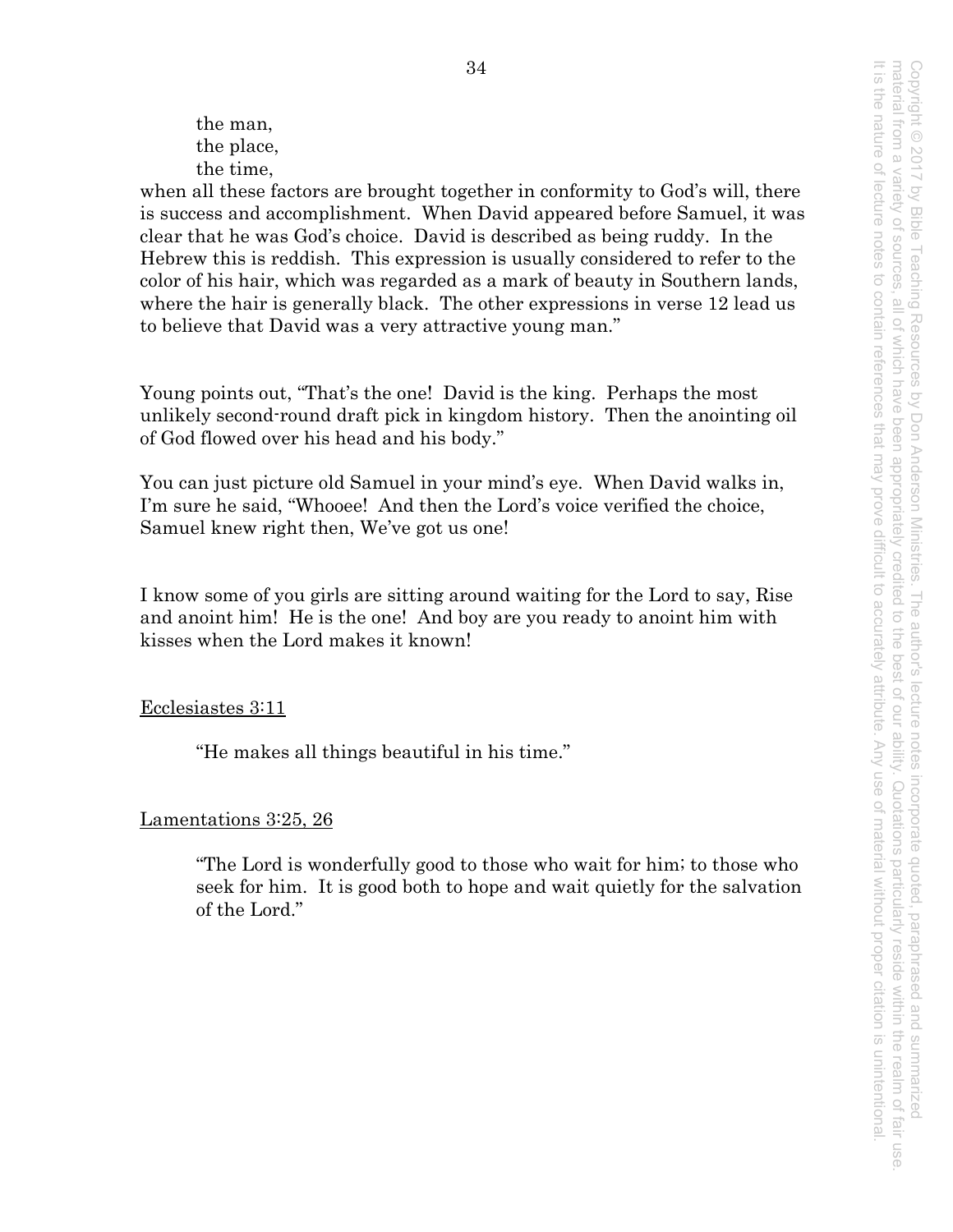the man,  
the place,  
the time,

when all these factors are brought together in conformity to God's will, there is success and accomplishment. When David appeared before Samuel, it was clear that he was God's choice. David is described as being ruddy. In the Hebrew this is reddish. This expression is usually considered to refer to the color of his hair, which was regarded as a mark of beauty in Southern lands, where the hair is generally black. The other expressions in verse 12 lead us to believe that David was a very attractive young man."

Young points out, "That's the one! David is the king. Perhaps the most unlikely second-round draft pick in kingdom history. Then the anointing oil of God flowed over his head and his body."

You can just picture old Samuel in your mind's eye. When David walks in, I'm sure he said, "Whooee! And then the Lord's voice verified the choice, Samuel knew right then, We've got us one!

I know some of you girls are sitting around waiting for the Lord to say, Rise and anoint him! He is the one! And boy are you ready to anoint him with kisses when the Lord makes it known!

<u>Ecclesiastes 3:11</u>

> "He makes all things beautiful in his time."

<u>Lamentations 3:25, 26</u>

> "The Lord is wonderfully good to those who wait for him; to those who seek for him. It is good both to hope and wait quietly for the salvation of the Lord."

Copyright © 2017 by Bible Teaching Resources by Don Anderson Ministries. The author's lecture notes incorporate quoted, paraphrased and summarized material from a variety of sources, all of which have been appropriately credited to the best of our ability. Quotations particularly reside within the realm of fair use. It is the nature of lecture notes to contain references that may prove difficult to accurately attribute. Any use of material without proper citation is unintentional.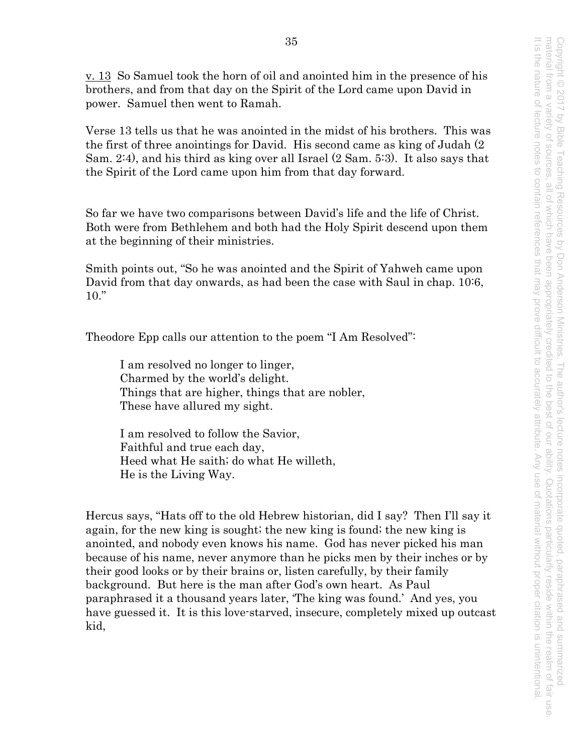<u>v. 13</u> So Samuel took the horn of oil and anointed him in the presence of his brothers, and from that day on the Spirit of the Lord came upon David in power. Samuel then went to Ramah.

Verse 13 tells us that he was anointed in the midst of his brothers. This was the first of three anointings for David. His second came as king of Judah (2 Sam. 2:4), and his third as king over all Israel (2 Sam. 5:3). It also says that the Spirit of the Lord came upon him from that day forward.

So far we have two comparisons between David's life and the life of Christ. Both were from Bethlehem and both had the Holy Spirit descend upon them at the beginning of their ministries.

Smith points out, "So he was anointed and the Spirit of Yahweh came upon David from that day onwards, as had been the case with Saul in chap. 10:6, 10."

Theodore Epp calls our attention to the poem "I Am Resolved":

> I am resolved no longer to linger,  
> Charmed by the world's delight.  
> Things that are higher, things that are nobler,  
> These have allured my sight.
>
> I am resolved to follow the Savior,  
> Faithful and true each day,  
> Heed what He saith; do what He willeth,  
> He is the Living Way.

Hercus says, "Hats off to the old Hebrew historian, did I say? Then I'll say it again, for the new king is sought; the new king is found; the new king is anointed, and nobody even knows his name. God has never picked his man because of his name, never anymore than he picks men by their inches or by their good looks or by their brains or, listen carefully, by their family background. But here is the man after God's own heart. As Paul paraphrased it a thousand years later, 'The king was found.' And yes, you have guessed it. It is this love-starved, insecure, completely mixed up outcast kid,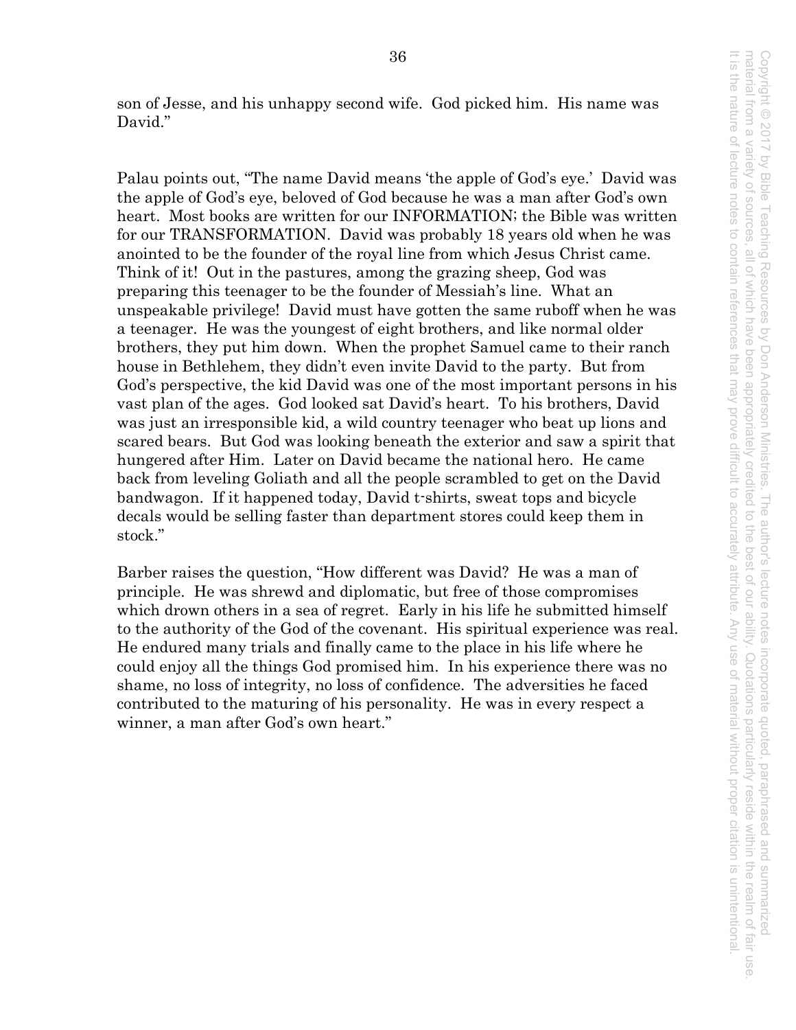son of Jesse, and his unhappy second wife. God picked him. His name was David."

Palau points out, "The name David means 'the apple of God's eye.' David was the apple of God's eye, beloved of God because he was a man after God's own heart. Most books are written for our INFORMATION; the Bible was written for our TRANSFORMATION. David was probably 18 years old when he was anointed to be the founder of the royal line from which Jesus Christ came. Think of it! Out in the pastures, among the grazing sheep, God was preparing this teenager to be the founder of Messiah's line. What an unspeakable privilege! David must have gotten the same ruboff when he was a teenager. He was the youngest of eight brothers, and like normal older brothers, they put him down. When the prophet Samuel came to their ranch house in Bethlehem, they didn't even invite David to the party. But from God's perspective, the kid David was one of the most important persons in his vast plan of the ages. God looked sat David's heart. To his brothers, David was just an irresponsible kid, a wild country teenager who beat up lions and scared bears. But God was looking beneath the exterior and saw a spirit that hungered after Him. Later on David became the national hero. He came back from leveling Goliath and all the people scrambled to get on the David bandwagon. If it happened today, David t-shirts, sweat tops and bicycle decals would selling faster than department stores could keep them in stock."

Barber raises the question, "How different was David? He was a man of principle. He was shrewd and diplomatic, but free of those compromises which drown others in a sea of regret. Early in his life he submitted himself to the authority of the God of the covenant. His spiritual experience was real. He endured many trials and finally came to the place in his life where he could enjoy all the things God promised him. In his experience there was no shame, no loss of integrity, no loss of confidence. The adversities he faced contributed to the maturing of his personality. He was in every respect a winner, a man after God's own heart."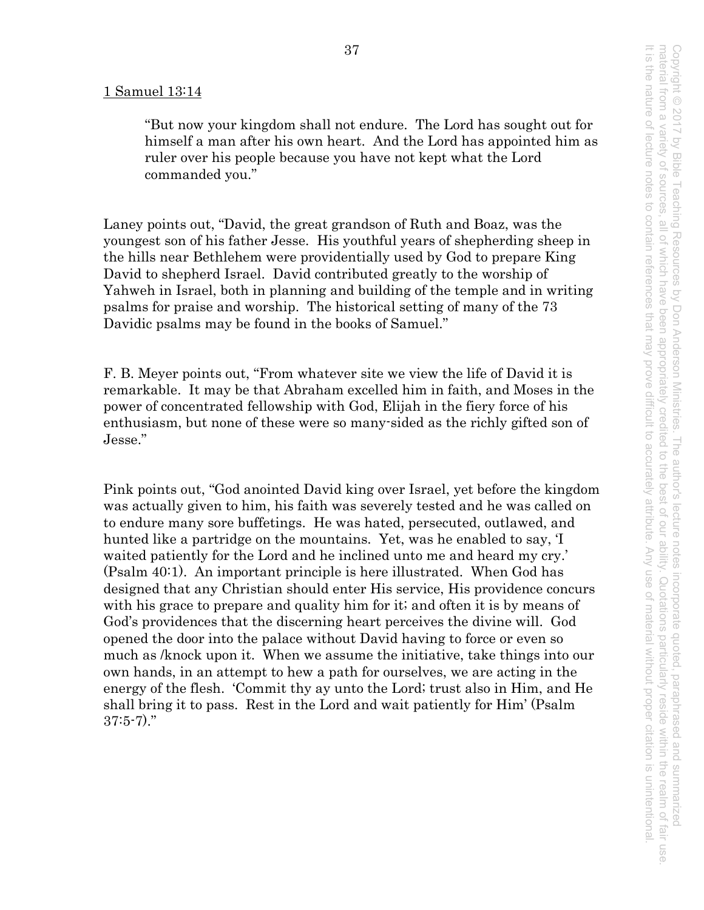1 Samuel 13:14

> "But now your kingdom shall not endure. The Lord has sought out for himself a man after his own heart. And the Lord has appointed him as ruler over his people because you have not kept what the Lord commanded you."

Laney points out, "David, the great grandson of Ruth and Boaz, was the youngest son of his father Jesse. His youthful years of shepherding sheep in the hills near Bethlehem were providentially used by God to prepare King David to shepherd Israel. David contributed greatly to the worship of Yahweh in Israel, both in planning and building of the temple and in writing psalms for praise and worship. The historical setting of many of the 73 Davidic psalms may be found in the books of Samuel."

F. B. Meyer points out, "From whatever site we view the life of David it is remarkable. It may be that Abraham excelled him in faith, and Moses in the power of concentrated fellowship with God, Elijah in the fiery force of his enthusiasm, but none of these were so many-sided as the richly gifted son of Jesse."

Pink points out, "God anointed David king over Israel, yet before the kingdom was actually given to him, his faith was severely tested and he was called on to endure many sore buffetings. He was hated, persecuted, outlawed, and hunted like a partridge on the mountains. Yet, was he enabled to say, 'I waited patiently for the Lord and he inclined unto me and heard my cry.' (Psalm 40:1). An important principle is here illustrated. When God has designed that any Christian should enter His service, His providence concurs with his grace to prepare and quality him for it; and often it is by means of God's providences that the discerning heart perceives the divine will. God opened the door into the palace without David having to force or even so much as /knock upon it. When we assume the initiative, take things into our own hands, in an attempt to hew a path for ourselves, we are acting in the energy of the flesh. 'Commit thy ay unto the Lord; trust also in Him, and He shall bring it to pass. Rest in the Lord and wait patiently for Him' (Psalm 37:5-7)."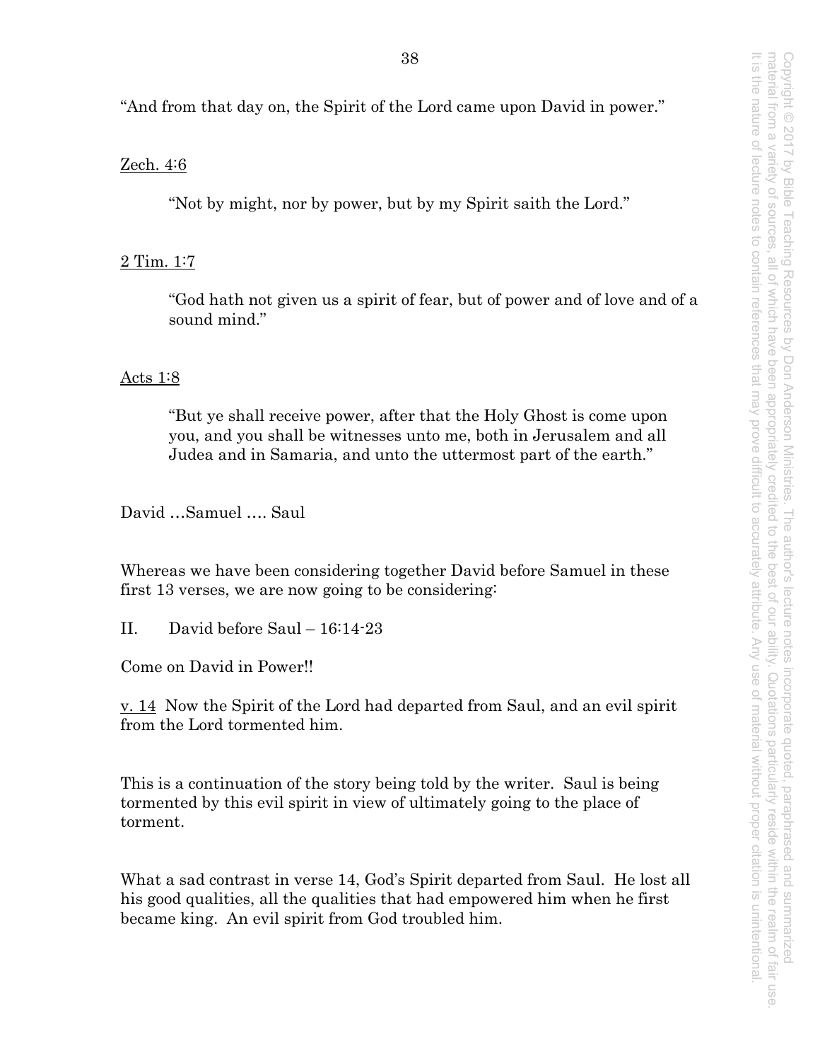"And from that day on, the Spirit of the Lord came upon David in power."

<u>Zech. 4:6</u>

> "Not by might, nor by power, but by my Spirit saith the Lord."

<u>2 Tim. 1:7</u>

> "God hath not given us a spirit of fear, but of power and of love and of a sound mind."

<u>Acts 1:8</u>

> "But ye shall receive power, after that the Holy Ghost is come upon you, and you shall be witnesses unto me, both in Jerusalem and all Judea and in Samaria, and unto the uttermost part of the earth."

David …Samuel …. Saul

Whereas we have been considering together David before Samuel in these first 13 verses, we are now going to be considering:

II. David before Saul – 16:14-23

Come on David in Power!!

<u>v. 14</u> Now the Spirit of the Lord had departed from Saul, and an evil spirit from the Lord tormented him.

This is a continuation of the story being told by the writer. Saul is being tormented by this evil spirit in view of ultimately going to the place of torment.

What a sad contrast in verse 14, God's Spirit departed from Saul. He lost all his good qualities, all the qualities that had empowered him when he first became king. An evil spirit from God troubled him.

Copyright © 2017 by Bible Teaching Resources by Don Anderson Ministries. The author's lecture notes incorporate quoted, paraphrased and summarized material from a variety of sources, all of which have been appropriately credited to the best of our ability. Quotations particularly reside within the realm of fair use. It is the nature of lecture notes to contain references that may prove difficult to accurately attribute. Any use of material without proper citation is unintentional.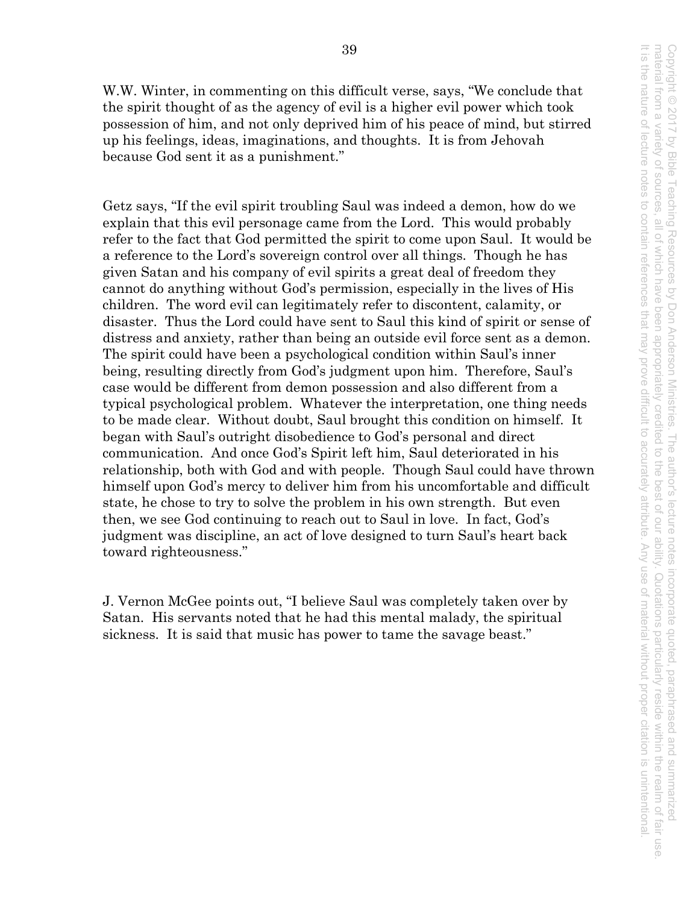W.W. Winter, in commenting on this difficult verse, says, "We conclude that the spirit thought of as the agency of evil is a higher evil power which took possession of him, and not only deprived him of his peace of mind, but stirred up his feelings, ideas, imaginations, and thoughts. It is from Jehovah because God sent it as a punishment."

Getz says, "If the evil spirit troubling Saul was indeed a demon, how do we explain that this evil personage came from the Lord. This would probably refer to the fact that God permitted the spirit to come upon Saul. It would be a reference to the Lord's sovereign control over all things. Though he has given Satan and his company of evil spirits a great deal of freedom they cannot do anything without God's permission, especially in the lives of His children. The word evil can legitimately refer to discontent, calamity, or disaster. Thus the Lord could have sent to Saul this kind of spirit or sense of distress and anxiety, rather than being an outside evil force sent as a demon. The spirit could have been a psychological condition within Saul's inner being, resulting directly from God's judgment upon him. Therefore, Saul's case would be different from demon possession and also different from a typical psychological problem. Whatever the interpretation, one thing needs to be made clear. Without doubt, Saul brought this condition on himself. It began with Saul's outright disobedience to God's personal and direct communication. And once God's Spirit left him, Saul deteriorated in his relationship, both with God and with people. Though Saul could have thrown himself upon God's mercy to deliver him from his uncomfortable and difficult state, he chose to try to solve the problem in his own strength. But even then, we see God continuing to reach out to Saul in love. In fact, God's judgment was discipline, an act of love designed to turn Saul's heart back toward righteousness."

J. Vernon McGee points out, "I believe Saul was completely taken over by Satan. His servants noted that he had this mental malady, the spiritual sickness. It is said that music has power to tame the savage beast."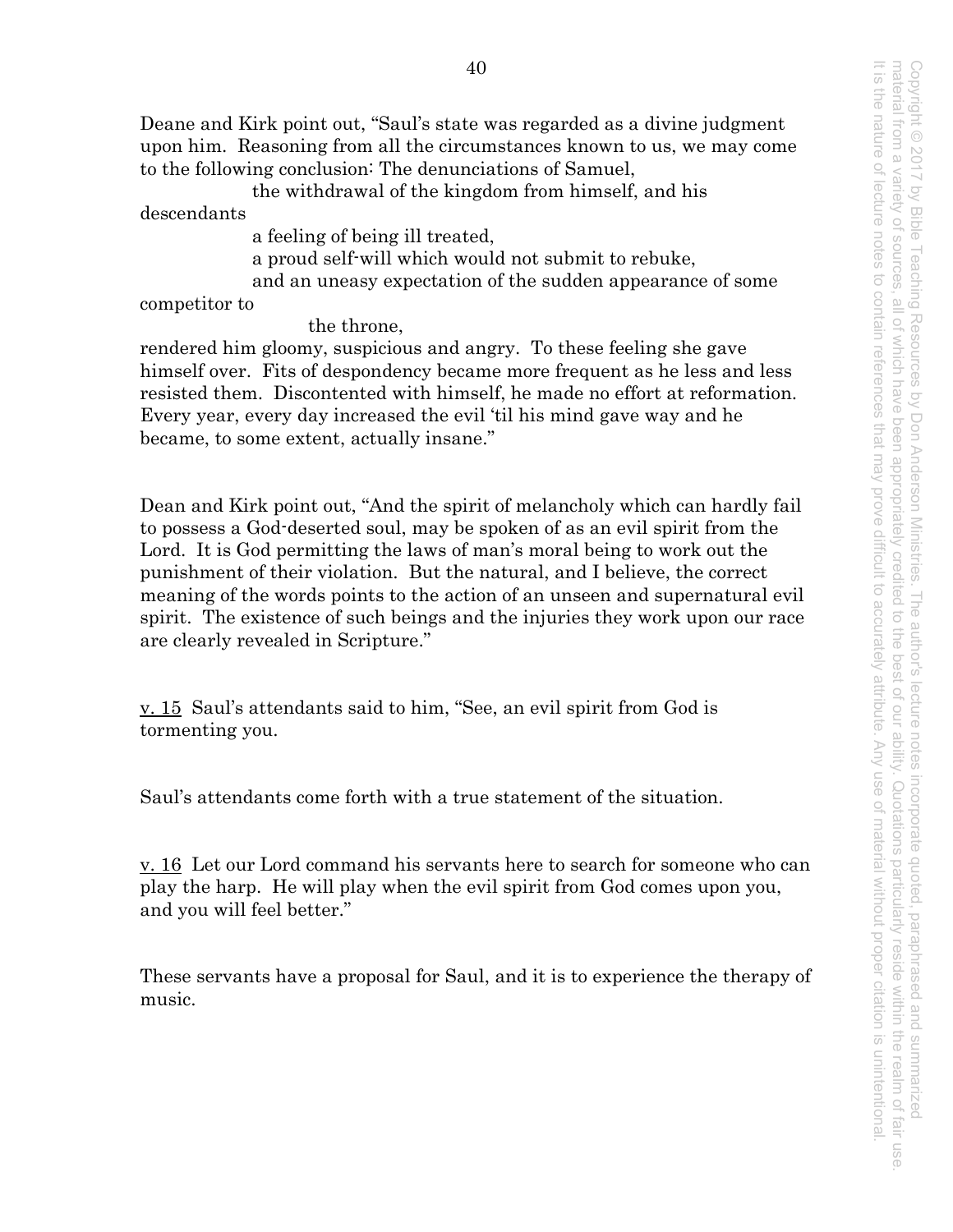Deane and Kirk point out, "Saul's state was regarded as a divine judgment upon him. Reasoning from all the circumstances known to us, we may come to the following conclusion: The denunciations of Samuel,

the withdrawal of the kingdom from himself, and his descendants

a feeling of being ill treated,

a proud self-will which would not submit to rebuke,

and an uneasy expectation of the sudden appearance of some competitor to

the throne,

rendered him gloomy, suspicious and angry. To these feeling she gave himself over. Fits of despondency became more frequent as he less and less resisted them. Discontented with himself, he made no effort at reformation. Every year, every day increased the evil 'til his mind gave way and he became, to some extent, actually insane."

Dean and Kirk point out, "And the spirit of melancholy which can hardly fail to possess a God-deserted soul, may be spoken of as an evil spirit from the Lord. It is God permitting the laws of man's moral being to work out the punishment of their violation. But the natural, and I believe, the correct meaning of the words points to the action of an unseen and supernatural evil spirit. The existence of such beings and the injuries they work upon our race are clearly revealed in Scripture."

<u>v. 15</u> Saul's attendants said to him, "See, an evil spirit from God is tormenting you.

Saul's attendants come forth with a true statement of the situation.

<u>v. 16</u> Let our Lord command his servants here to search for someone who can play the harp. He will play when the evil spirit from God comes upon you, and you will feel better."

These servants have a proposal for Saul, and it is to experience the therapy of music.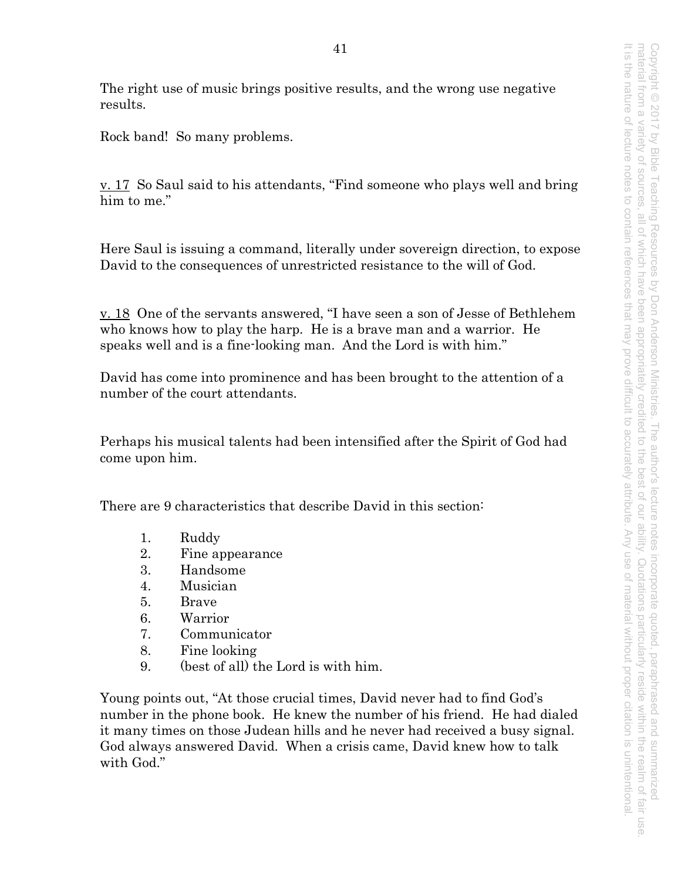The right use of music brings positive results, and the wrong use negative results.

Rock band! So many problems.

<u>v. 17</u> So Saul said to his attendants, "Find someone who plays well and bring him to me."

Here Saul is issuing a command, literally under sovereign direction, to expose David to the consequences of unrestricted resistance to the will of God.

<u>v. 18</u> One of the servants answered, "I have seen a son of Jesse of Bethlehem who knows how to play the harp. He is a brave man and a warrior. He speaks well and is a fine-looking man. And the Lord is with him."

David has come into prominence and has been brought to the attention of a number of the court attendants.

Perhaps his musical talents had been intensified after the Spirit of God had come upon him.

There are 9 characteristics that describe David in this section:

1. Ruddy
2. Fine appearance
3. Handsome
4. Musician
5. Brave
6. Warrior
7. Communicator
8. Fine looking
9. (best of all) the Lord is with him.

Young points out, "At those crucial times, David never had to find God's number in the phone book. He knew the number of his friend. He had dialed it many times on those Judean hills and he never had received a busy signal. God always answered David. When a crisis came, David knew how to talk with God."

Copyright © 2017 by Bible Teaching Resources by Don Anderson Ministries. The author's lecture notes incorporate quoted, paraphrased and summarized material from a variety of sources, all of which have been appropriately credited to the best of our ability. Quotations particularly reside within the realm of fair use. It is the nature of lecture notes to contain references that may prove difficult to accurately attribute. Any use of material without proper citation is unintentional.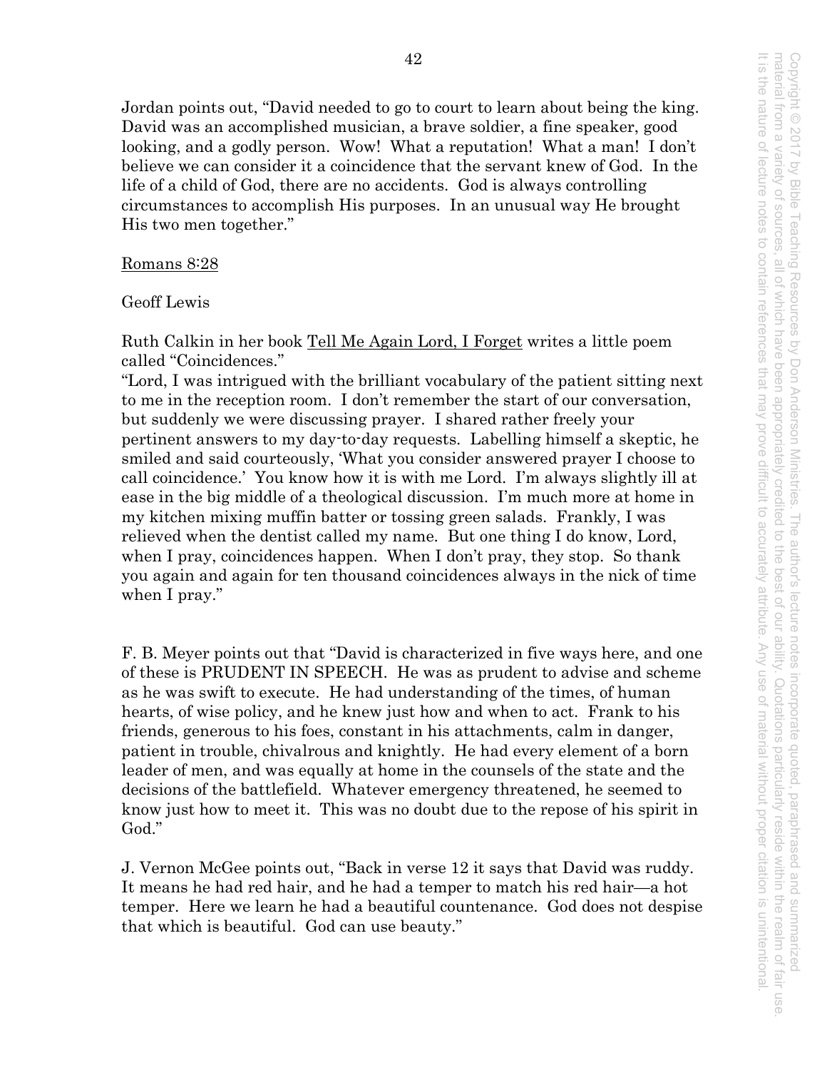Jordan points out, "David needed to go to court to learn about being the king. David was an accomplished musician, a brave soldier, a fine speaker, good looking, and a godly person. Wow! What a reputation! What a man! I don't believe we can consider it a coincidence that the servant knew of God. In the life of a child of God, there are no accidents. God is always controlling circumstances to accomplish His purposes. In an unusual way He brought His two men together."

Romans 8:28

Geoff Lewis

Ruth Calkin in her book Tell Me Again Lord, I Forget writes a little poem called "Coincidences."
"Lord, I was intrigued with the brilliant vocabulary of the patient sitting next to me in the reception room. I don't remember the start of our conversation, but suddenly we were discussing prayer. I shared rather freely your pertinent answers to my day-to-day requests. Labelling himself a skeptic, he smiled and said courteously, 'What you consider answered prayer I choose to call coincidence.' You know how it is with me Lord. I'm always slightly ill at ease in the big middle of a theological discussion. I'm much more at home in my kitchen mixing muffin batter or tossing green salads. Frankly, I was relieved when the dentist called my name. But one thing I do know, Lord, when I pray, coincidences happen. When I don't pray, they stop. So thank you again and again for ten thousand coincidences always in the nick of time when I pray."

F. B. Meyer points out that "David is characterized in five ways here, and one of these is PRUDENT IN SPEECH. He was as prudent to advise and scheme as he was swift to execute. He had understanding of the times, of human hearts, of wise policy, and he knew just how and when to act. Frank to his friends, generous to his foes, constant in his attachments, calm in danger, patient in trouble, chivalrous and knightly. He had every element of a born leader of men, and was equally at home in the counsels of the state and the decisions of the battlefield. Whatever emergency threatened, he seemed to know just how to meet it. This was no doubt due to the repose of his spirit in God."

J. Vernon McGee points out, "Back in verse 12 it says that David was ruddy. It means he had red hair, and he had a temper to match his red hair—a hot temper. Here we learn he had a beautiful countenance. God does not despise that which is beautiful. God can use beauty."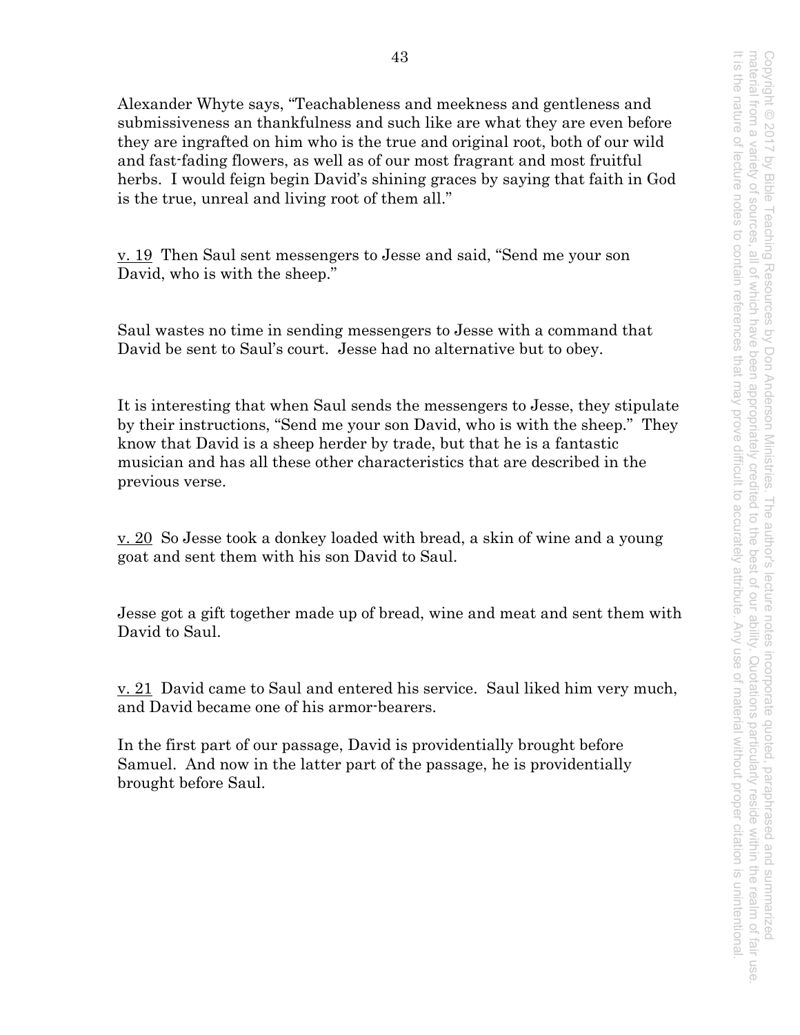Alexander Whyte says, “Teachableness and meekness and gentleness and submissiveness an thankfulness and such like are what they are even before they are ingrafted on him who is the true and original root, both of our wild and fast-fading flowers, as well as of our most fragrant and most fruitful herbs. I would feign begin David’s shining graces by saying that faith in God is the true, unreal and living root of them all.”

v. 19 Then Saul sent messengers to Jesse and said, “Send me your son David, who is with the sheep.”

Saul wastes no time in sending messengers to Jesse with a command that David be sent to Saul’s court. Jesse had no alternative but to obey.

It is interesting that when Saul sends the messengers to Jesse, they stipulate by their instructions, “Send me your son David, who is with the sheep.” They know that David is a sheep herder by trade, but that he is a fantastic musician and has all these other characteristics that are described in the previous verse.

v. 20 So Jesse took a donkey loaded with bread, a skin of wine and a young goat and sent them with his son David to Saul.

Jesse got a gift together made up of bread, wine and meat and sent them with David to Saul.

v. 21 David came to Saul and entered his service. Saul liked him very much, and David became one of his armor-bearers.

In the first part of our passage, David is providentially brought before Samuel. And now in the latter part of the passage, he is providentially brought before Saul.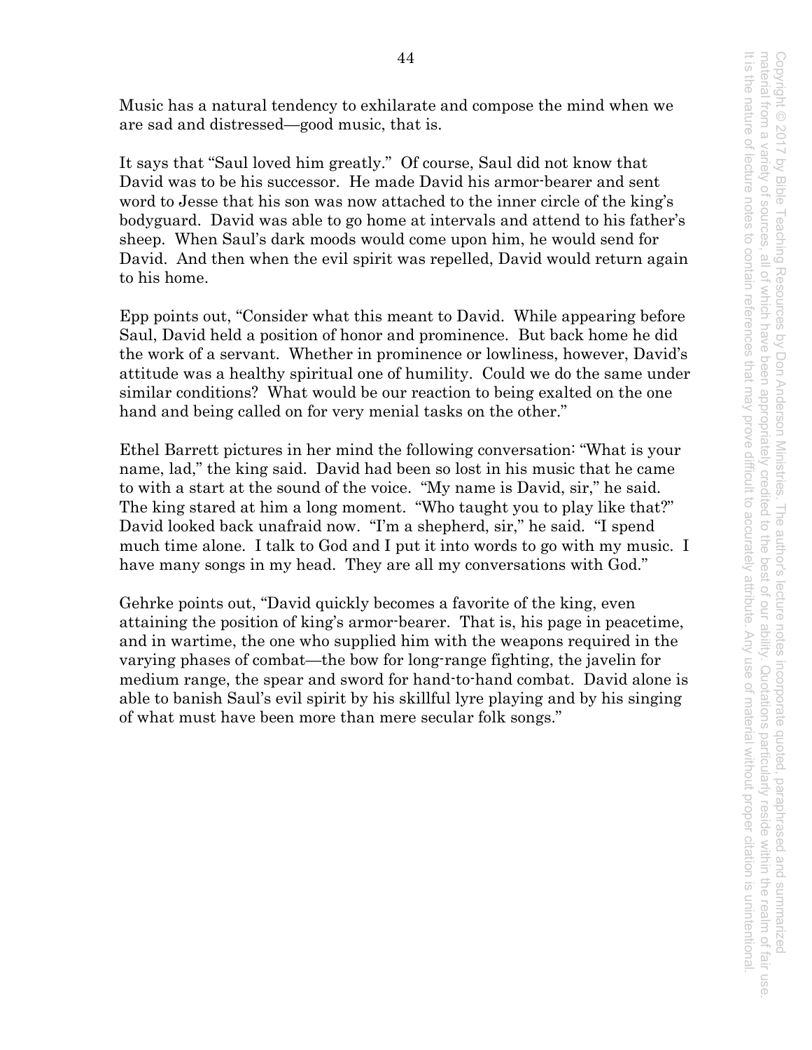Music has a natural tendency to exhilarate and compose the mind when we are sad and distressed—good music, that is.

It says that "Saul loved him greatly." Of course, Saul did not know that David was to be his successor. He made David his armor-bearer and sent word to Jesse that his son was now attached to the inner circle of the king's bodyguard. David was able to go home at intervals and attend to his father's sheep. When Saul's dark moods would come upon him, he would send for David. And then when the evil spirit was repelled, David would return again to his home.

Epp points out, "Consider what this meant to David. While appearing before Saul, David held a position of honor and prominence. But back home he did the work of a servant. Whether in prominence or lowliness, however, David's attitude was a healthy spiritual one of humility. Could we do the same under similar conditions? What would be our reaction to being exalted on the one hand and being called on for very menial tasks on the other."

Ethel Barrett pictures in her mind the following conversation: "What is your name, lad," the king said. David had been so lost in his music that he came to with a start at the sound of the voice. "My name is David, sir," he said. The king stared at him a long moment. "Who taught you to play like that?" David looked back unafraid now. "I'm a shepherd, sir," he said. "I spend much time alone. I talk to God and I put it into words to go with my music. I have many songs in my head. They are all my conversations with God."

Gehrke points out, "David quickly becomes a favorite of the king, even attaining the position of king's armor-bearer. That is, his page in peacetime, and in wartime, the one who supplied him with the weapons required in the varying phases of combat—the bow for long-range fighting, the javelin for medium range, the spear and sword for hand-to-hand combat. David alone is able to banish Saul's evil spirit by his skillful lyre playing and by his singing of what must have been more than mere secular folk songs."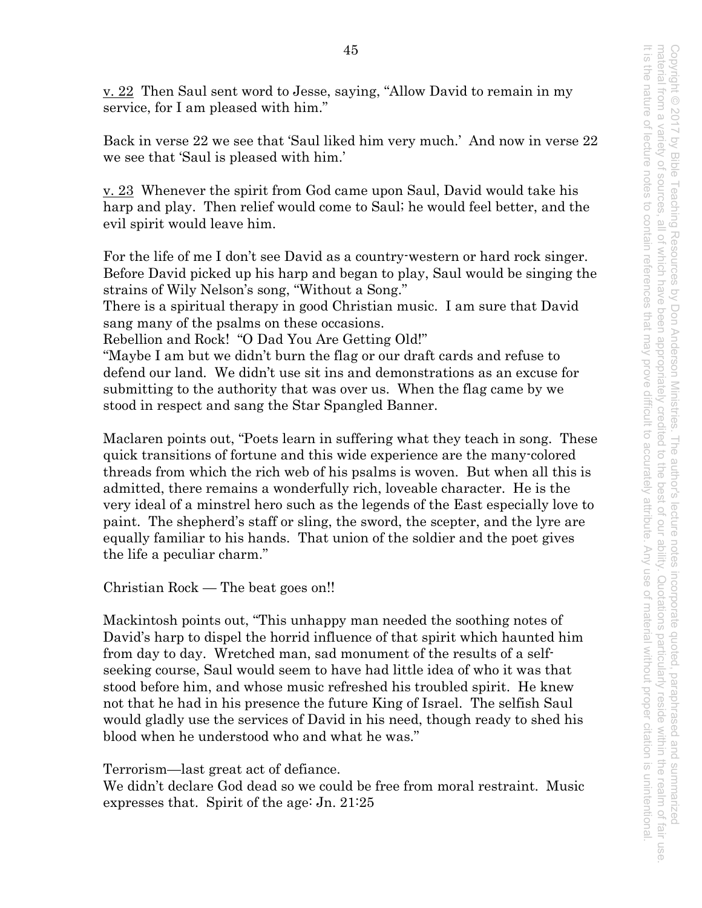v. 22 Then Saul sent word to Jesse, saying, "Allow David to remain in my service, for I am pleased with him."

Back in verse 22 we see that 'Saul liked him very much.' And now in verse 22 we see that 'Saul is pleased with him.'

v. 23 Whenever the spirit from God came upon Saul, David would take his harp and play. Then relief would come to Saul; he would feel better, and the evil spirit would leave him.

For the life of me I don't see David as a country-western or hard rock singer. Before David picked up his harp and began to play, Saul would be singing the strains of Wily Nelson's song, "Without a Song."
There is a spiritual therapy in good Christian music. I am sure that David sang many of the psalms on these occasions.
Rebellion and Rock! "O Dad You Are Getting Old!"
"Maybe I am but we didn't burn the flag or our draft cards and refuse to defend our land. We didn't use sit ins and demonstrations as an excuse for submitting to the authority that was over us. When the flag came by we stood in respect and sang the Star Spangled Banner.

Maclaren points out, "Poets learn in suffering what they teach in song. These quick transitions of fortune and this wide experience are the many-colored threads from which the rich web of his psalms is woven. But when all this is admitted, there remains a wonderfully rich, loveable character. He is the very ideal of a minstrel hero such as the legends of the East especially love to paint. The shepherd's staff or sling, the sword, the scepter, and the lyre are equally familiar to his hands. That union of the soldier and the poet gives the life a peculiar charm."

Christian Rock — The beat goes on!!

Mackintosh points out, "This unhappy man needed the soothing notes of David's harp to dispel the horrid influence of that spirit which haunted him from day to day. Wretched man, sad monument of the results of a self-seeking course, Saul would seem to have had little idea of who it was that stood before him, and whose music refreshed his troubled spirit. He knew not that he had in his presence the future King of Israel. The selfish Saul would gladly use the services of David in his need, though ready to shed his blood when he understood who and what he was."

Terrorism—last great act of defiance.
We didn't declare God dead so we could be free from moral restraint. Music expresses that. Spirit of the age: Jn. 21:25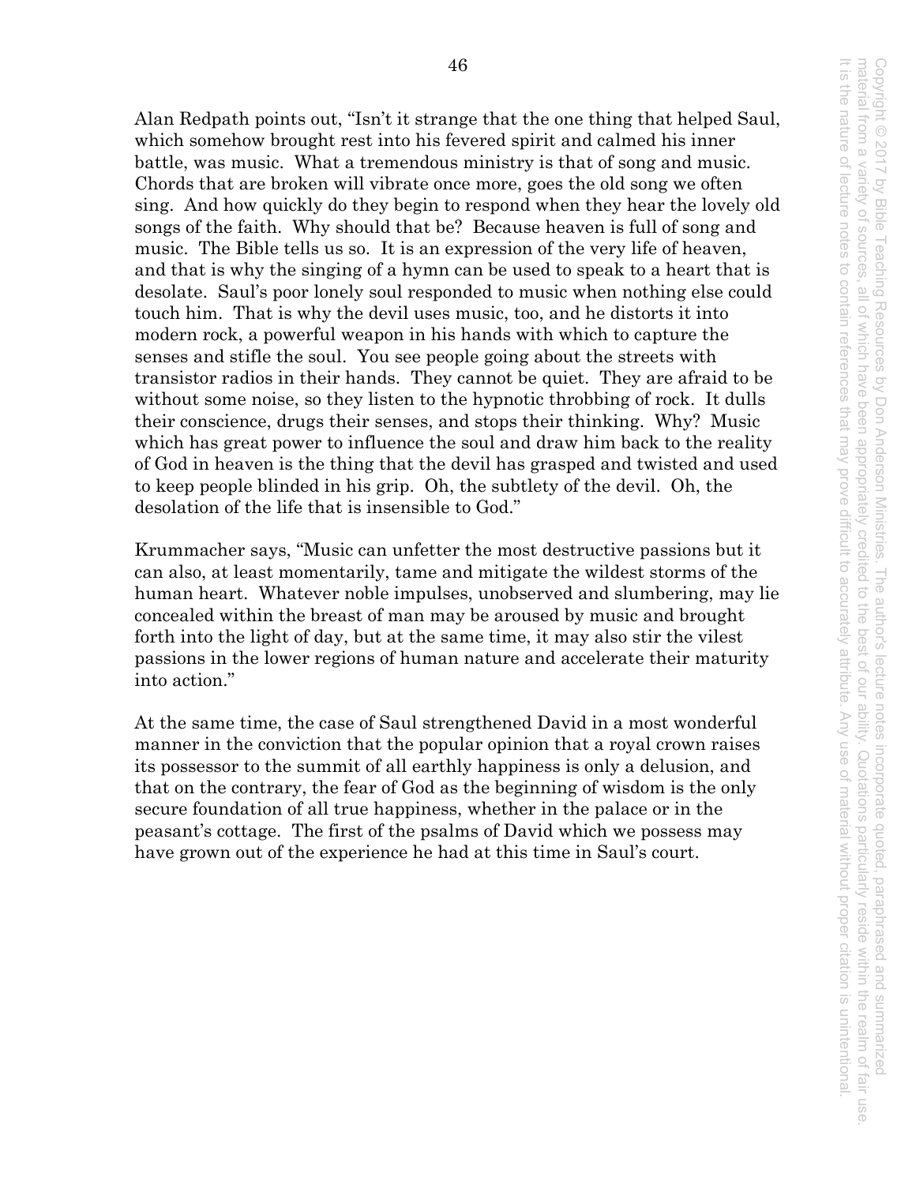Alan Redpath points out, "Isn't it strange that the one thing that helped Saul, which somehow brought rest into his fevered spirit and calmed his inner battle, was music. What a tremendous ministry is that of song and music. Chords that are broken will vibrate once more, goes the old song we often sing. And how quickly do they begin to respond when they hear the lovely old songs of the faith. Why should that be? Because heaven is full of song and music. The Bible tells us so. It is an expression of the very life of heaven, and that is why the singing of a hymn can be used to speak to a heart that is desolate. Saul's poor lonely soul responded to music when nothing else could touch him. That is why the devil uses music, too, and he distorts it into modern rock, a powerful weapon in his hands with which to capture the senses and stifle the soul. You see people going about the streets with transistor radios in their hands. They cannot be quiet. They are afraid to be without some noise, so they listen to the hypnotic throbbing of rock. It dulls their conscience, drugs their senses, and stops their thinking. Why? Music which has great power to influence the soul and draw him back to the reality of God in heaven is the thing that the devil has grasped and twisted and used to keep people blinded in his grip. Oh, the subtlety of the devil. Oh, the desolation of the life that is insensible to God."

Krummacher says, "Music can unfetter the most destructive passions but it can also, at least momentarily, tame and mitigate the wildest storms of the human heart. Whatever noble impulses, unobserved and slumbering, may lie concealed within the breast of man may be aroused by music and brought forth into the light of day, but at the same time, it may also stir the vilest passions in the lower regions of human nature and accelerate their maturity into action."

At the same time, the case of Saul strengthened David in a most wonderful manner in the conviction that the popular opinion that a royal crown raises its possessor to the summit of all earthly happiness is only a delusion, and that on the contrary, the fear of God as the beginning of wisdom is the only secure foundation of all true happiness, whether in the palace or in the peasant's cottage. The first of the psalms of David which we possess may have grown out of the experience he had at this time in Saul's court.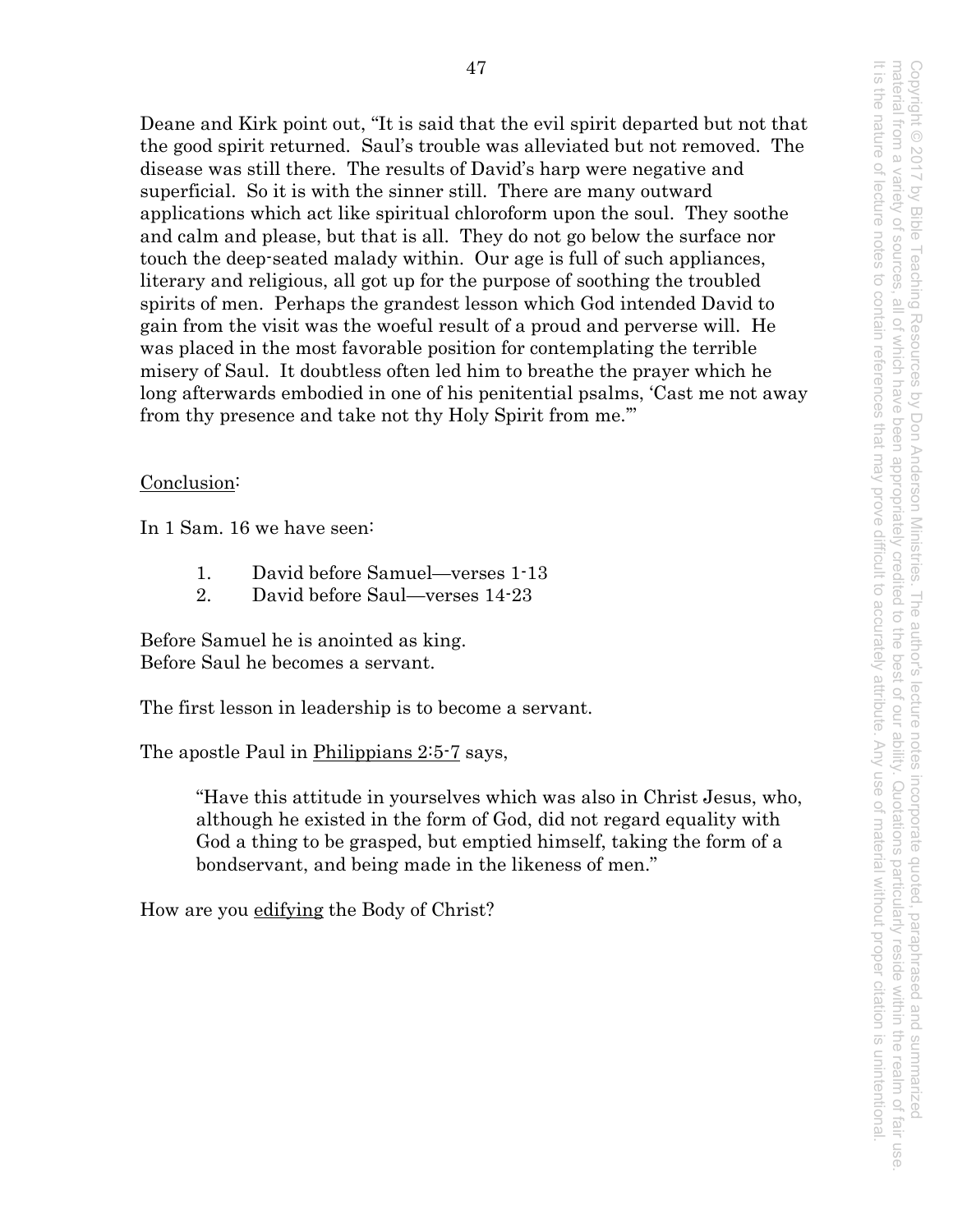Deane and Kirk point out, "It is said that the evil spirit departed but not that the good spirit returned. Saul's trouble was alleviated but not removed. The disease was still there. The results of David's harp were negative and superficial. So it is with the sinner still. There are many outward applications which act like spiritual chloroform upon the soul. They soothe and calm and please, but that is all. They do not go below the surface nor touch the deep-seated malady within. Our age is full of such appliances, literary and religious, all got up for the purpose of soothing the troubled spirits of men. Perhaps the grandest lesson which God intended David to gain from the visit was the woeful result of a proud and perverse will. He was placed in the most favorable position for contemplating the terrible misery of Saul. It doubtless often led him to breathe the prayer which he long afterwards embodied in one of his penitential psalms, 'Cast me not away from thy presence and take not thy Holy Spirit from me.'"

<u>Conclusion</u>:

In 1 Sam. 16 we have seen:

1. David before Samuel—verses 1-13
2. David before Saul—verses 14-23

Before Samuel he is anointed as king.
Before Saul he becomes a servant.

The first lesson in leadership is to become a servant.

The apostle Paul in <u>Philippians 2:5-7</u> says,

> "Have this attitude in yourselves which was also in Christ Jesus, who, although he existed in the form of God, did not regard equality with God a thing to be grasped, but emptied himself, taking the form of a bondservant, and being made in the likeness of men."

How are you <u>edifying</u> the Body of Christ?

Copyright © 2017 by Bible Teaching Resources by Don Anderson Ministries. The author's lecture notes incorporate quoted, paraphrased and summarized material from a variety of sources, all of which have been appropriately credited to the best of our ability. Quotations particularly reside within the realm of fair use. It is the nature of lecture notes to contain references that may prove difficult to accurately attribute. Any use of material without proper citation is unintentional.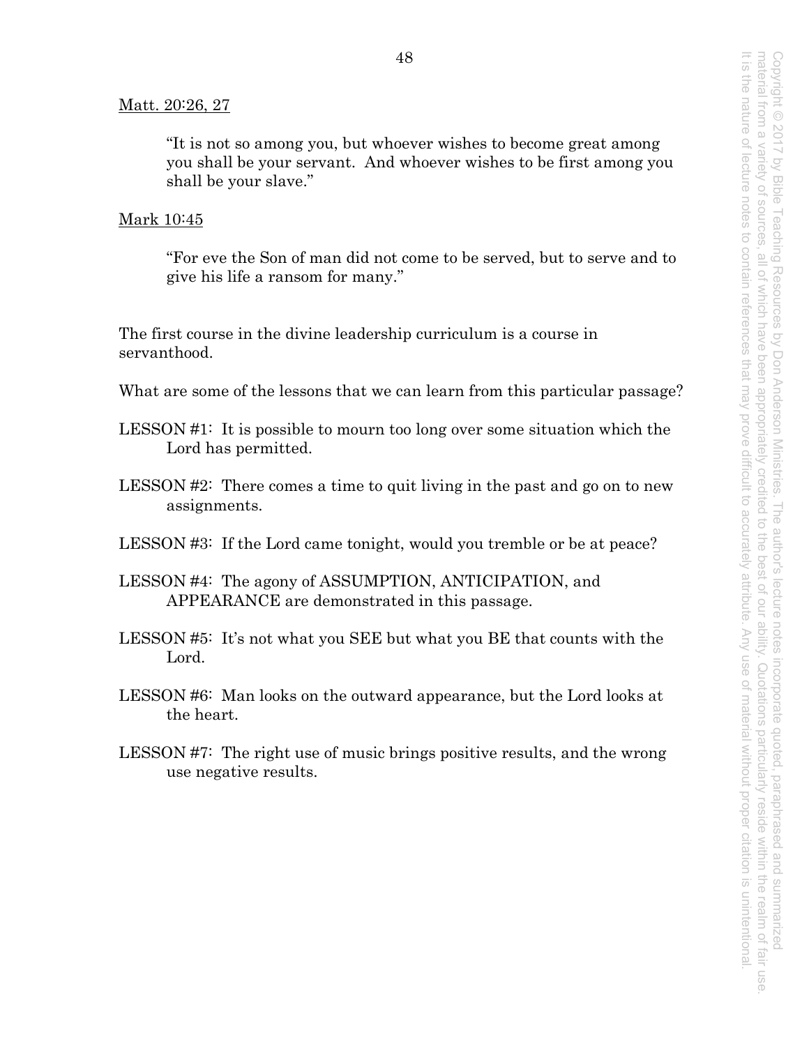Matt. 20:26, 27

> "It is not so among you, but whoever wishes to become great among you shall be your servant. And whoever wishes to be first among you shall be your slave."

Mark 10:45

> "For eve the Son of man did not come to be served, but to serve and to give his life a ransom for many."

The first course in the divine leadership curriculum is a course in servanthood.

What are some of the lessons that we can learn from this particular passage?

LESSON #1: It is possible to mourn too long over some situation which the Lord has permitted.

LESSON #2: There comes a time to quit living in the past and go on to new assignments.

LESSON #3: If the Lord came tonight, would you tremble or be at peace?

LESSON #4: The agony of ASSUMPTION, ANTICIPATION, and APPEARANCE are demonstrated in this passage.

LESSON #5: It's not what you SEE but what you BE that counts with the Lord.

LESSON #6: Man looks on the outward appearance, but the Lord looks at the heart.

LESSON #7: The right use of music brings positive results, and the wrong use negative results.

Copyright © 2017 by Bible Teaching Resources by Don Anderson Ministries. The author's lecture notes incorporate quoted, paraphrased and summarized material from a variety of sources, all of which have been appropriately credited to the best of our ability. Quotations particularly reside within the realm of fair use. It is the nature of lecture notes to contain references that may prove difficult to accurately attribute. Any use of material without proper citation is unintentional.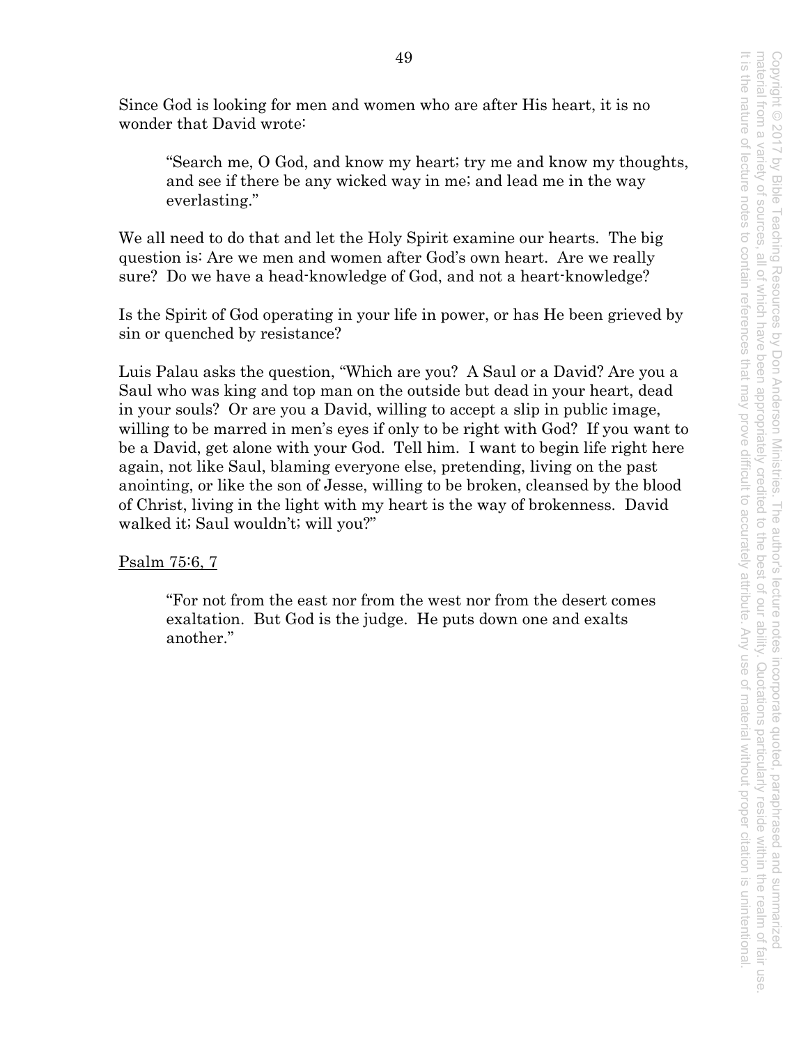Since God is looking for men and women who are after His heart, it is no wonder that David wrote:

> "Search me, O God, and know my heart; try me and know my thoughts, and see if there be any wicked way in me; and lead me in the way everlasting."

We all need to do that and let the Holy Spirit examine our hearts. The big question is: Are we men and women after God's own heart. Are we really sure? Do we have a head-knowledge of God, and not a heart-knowledge?

Is the Spirit of God operating in your life in power, or has He been grieved by sin or quenched by resistance?

Luis Palau asks the question, "Which are you? A Saul or a David? Are you a Saul who was king and top man on the outside but dead in your heart, dead in your souls? Or are you a David, willing to accept a slip in public image, willing to be marred in men's eyes if only to be right with God? If you want to be a David, get alone with your God. Tell him. I want to begin life right here again, not like Saul, blaming everyone else, pretending, living on the past anointing, or like the son of Jesse, willing to be broken, cleansed by the blood of Christ, living in the light with my heart is the way of brokenness. David walked it; Saul wouldn't; will you?"

<u>Psalm 75:6, 7</u>

> "For not from the east nor from the west nor from the desert comes exaltation. But God is the judge. He puts down one and exalts another."

Copyright © 2017 by Bible Teaching Resources by Don Anderson Ministries. The author's lecture notes incorporate quoted, paraphrased and summarized material from a variety of sources, all of which have been appropriately credited to the best of our ability. Quotations particularly reside within the realm of fair use. It is the nature of lecture notes to contain references that may prove difficult to accurately attribute. Any use of material without proper citation is unintentional.